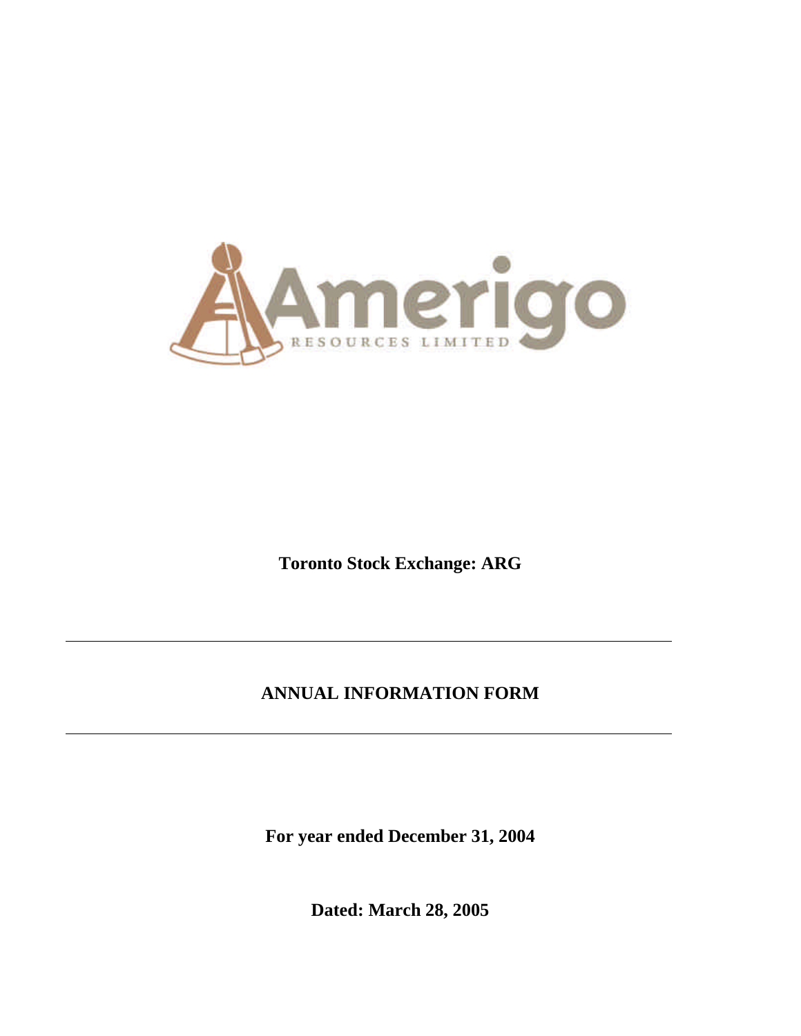Amerigo

RESOURCES LIMITED

**Toronto Stock Exchange: ARG**

---

# ANNUAL INFORMATION FORM

---

**For year ended December 31, 2004**

**Dated: March 28, 2005**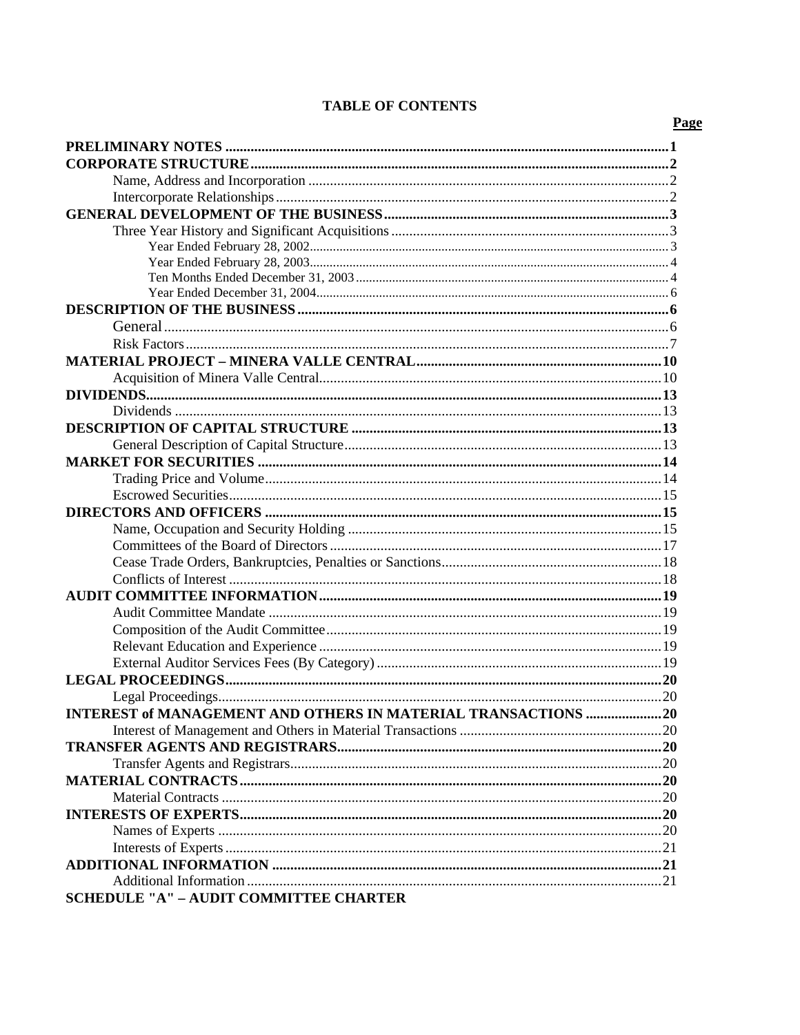# TABLE OF CONTENTS

| | Page |
|---|---|
| **PRELIMINARY NOTES** | **1** |
| **CORPORATE STRUCTURE** | **2** |
| Name, Address and Incorporation | 2 |
| Intercorporate Relationships | 2 |
| **GENERAL DEVELOPMENT OF THE BUSINESS** | **3** |
| Three Year History and Significant Acquisitions | 3 |
| Year Ended February 28, 2002 | 3 |
| Year Ended February 28, 2003 | 4 |
| Ten Months Ended December 31, 2003 | 4 |
| Year Ended December 31, 2004 | 6 |
| **DESCRIPTION OF THE BUSINESS** | **6** |
| General | 6 |
| Risk Factors | 7 |
| **MATERIAL PROJECT – MINERA VALLE CENTRAL** | **10** |
| Acquisition of Minera Valle Central | 10 |
| **DIVIDENDS** | **13** |
| Dividends | 13 |
| **DESCRIPTION OF CAPITAL STRUCTURE** | **13** |
| General Description of Capital Structure | 13 |
| **MARKET FOR SECURITIES** | **14** |
| Trading Price and Volume | 14 |
| Escrowed Securities | 15 |
| **DIRECTORS AND OFFICERS** | **15** |
| Name, Occupation and Security Holding | 15 |
| Committees of the Board of Directors | 17 |
| Cease Trade Orders, Bankruptcies, Penalties or Sanctions | 18 |
| Conflicts of Interest | 18 |
| **AUDIT COMMITTEE INFORMATION** | **19** |
| Audit Committee Mandate | 19 |
| Composition of the Audit Committee | 19 |
| Relevant Education and Experience | 19 |
| External Auditor Services Fees (By Category) | 19 |
| **LEGAL PROCEEDINGS** | **20** |
| Legal Proceedings | 20 |
| **INTEREST of MANAGEMENT AND OTHERS IN MATERIAL TRANSACTIONS** | **20** |
| Interest of Management and Others in Material Transactions | 20 |
| **TRANSFER AGENTS AND REGISTRARS** | **20** |
| Transfer Agents and Registrars | 20 |
| **MATERIAL CONTRACTS** | **20** |
| Material Contracts | 20 |
| **INTERESTS OF EXPERTS** | **20** |
| Names of Experts | 20 |
| Interests of Experts | 21 |
| **ADDITIONAL INFORMATION** | **21** |
| Additional Information | 21 |
| **SCHEDULE "A" – AUDIT COMMITTEE CHARTER** | |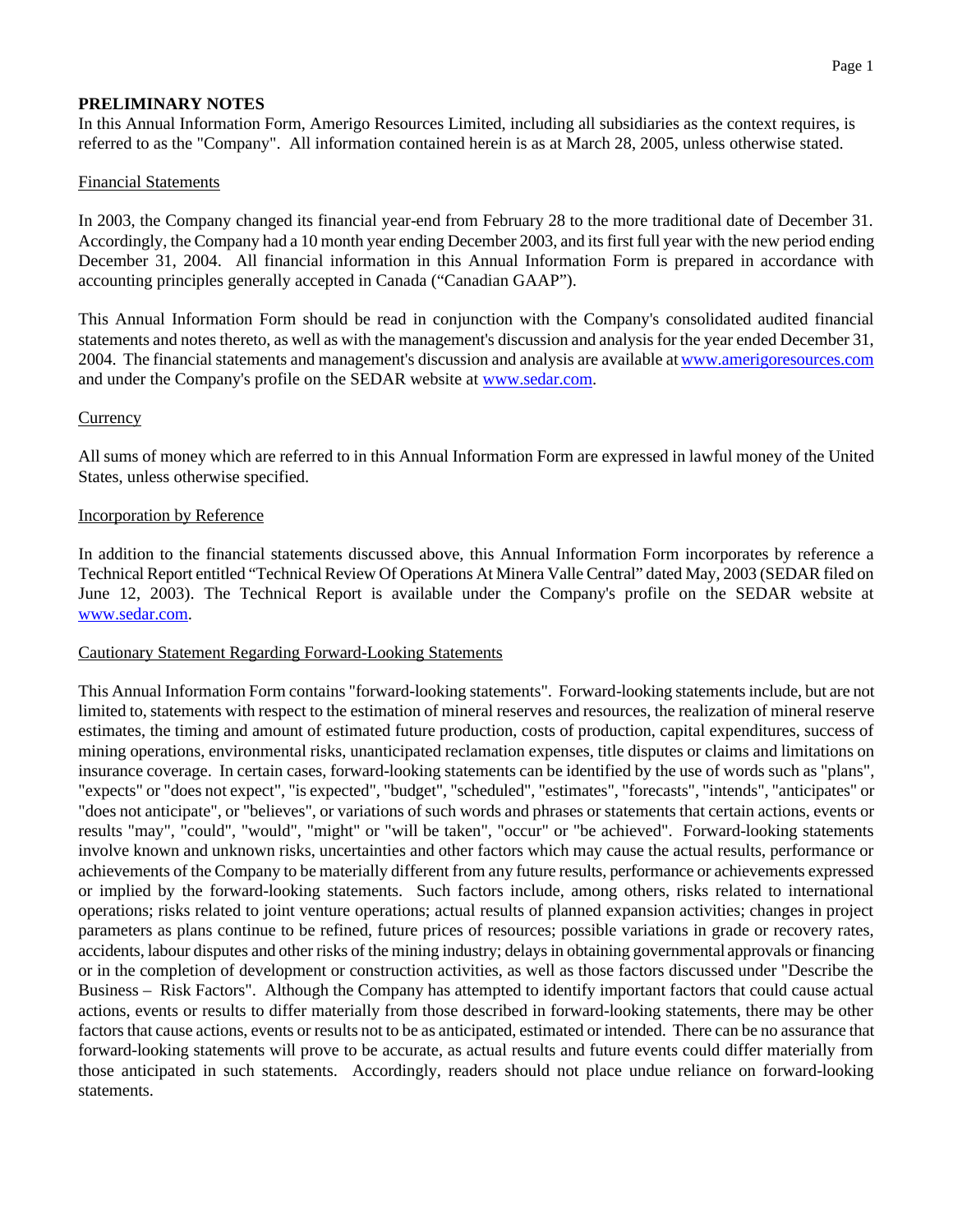## PRELIMINARY NOTES

In this Annual Information Form, Amerigo Resources Limited, including all subsidiaries as the context requires, is referred to as the "Company". All information contained herein is as at March 28, 2005, unless otherwise stated.

### Financial Statements

In 2003, the Company changed its financial year-end from February 28 to the more traditional date of December 31. Accordingly, the Company had a 10 month year ending December 2003, and its first full year with the new period ending December 31, 2004. All financial information in this Annual Information Form is prepared in accordance with accounting principles generally accepted in Canada ("Canadian GAAP").

This Annual Information Form should be read in conjunction with the Company's consolidated audited financial statements and notes thereto, as well as with the management's discussion and analysis for the year ended December 31, 2004. The financial statements and management's discussion and analysis are available at www.amerigoresources.com and under the Company's profile on the SEDAR website at www.sedar.com.

### Currency

All sums of money which are referred to in this Annual Information Form are expressed in lawful money of the United States, unless otherwise specified.

### Incorporation by Reference

In addition to the financial statements discussed above, this Annual Information Form incorporates by reference a Technical Report entitled "Technical Review Of Operations At Minera Valle Central" dated May, 2003 (SEDAR filed on June 12, 2003). The Technical Report is available under the Company's profile on the SEDAR website at www.sedar.com.

### Cautionary Statement Regarding Forward-Looking Statements

This Annual Information Form contains "forward-looking statements". Forward-looking statements include, but are not limited to, statements with respect to the estimation of mineral reserves and resources, the realization of mineral reserve estimates, the timing and amount of estimated future production, costs of production, capital expenditures, success of mining operations, environmental risks, unanticipated reclamation expenses, title disputes or claims and limitations on insurance coverage. In certain cases, forward-looking statements can be identified by the use of words such as "plans", "expects" or "does not expect", "is expected", "budget", "scheduled", "estimates", "forecasts", "intends", "anticipates" or "does not anticipate", or "believes", or variations of such words and phrases or statements that certain actions, events or results "may", "could", "would", "might" or "will be taken", "occur" or "be achieved". Forward-looking statements involve known and unknown risks, uncertainties and other factors which may cause the actual results, performance or achievements of the Company to be materially different from any future results, performance or achievements expressed or implied by the forward-looking statements. Such factors include, among others, risks related to international operations; risks related to joint venture operations; actual results of planned expansion activities; changes in project parameters as plans continue to be refined, future prices of resources; possible variations in grade or recovery rates, accidents, labour disputes and other risks of the mining industry; delays in obtaining governmental approvals or financing or in the completion of development or construction activities, as well as those factors discussed under "Describe the Business – Risk Factors". Although the Company has attempted to identify important factors that could cause actual actions, events or results to differ materially from those described in forward-looking statements, there may be other factors that cause actions, events or results not to be as anticipated, estimated or intended. There can be no assurance that forward-looking statements will prove to be accurate, as actual results and future events could differ materially from those anticipated in such statements. Accordingly, readers should not place undue reliance on forward-looking statements.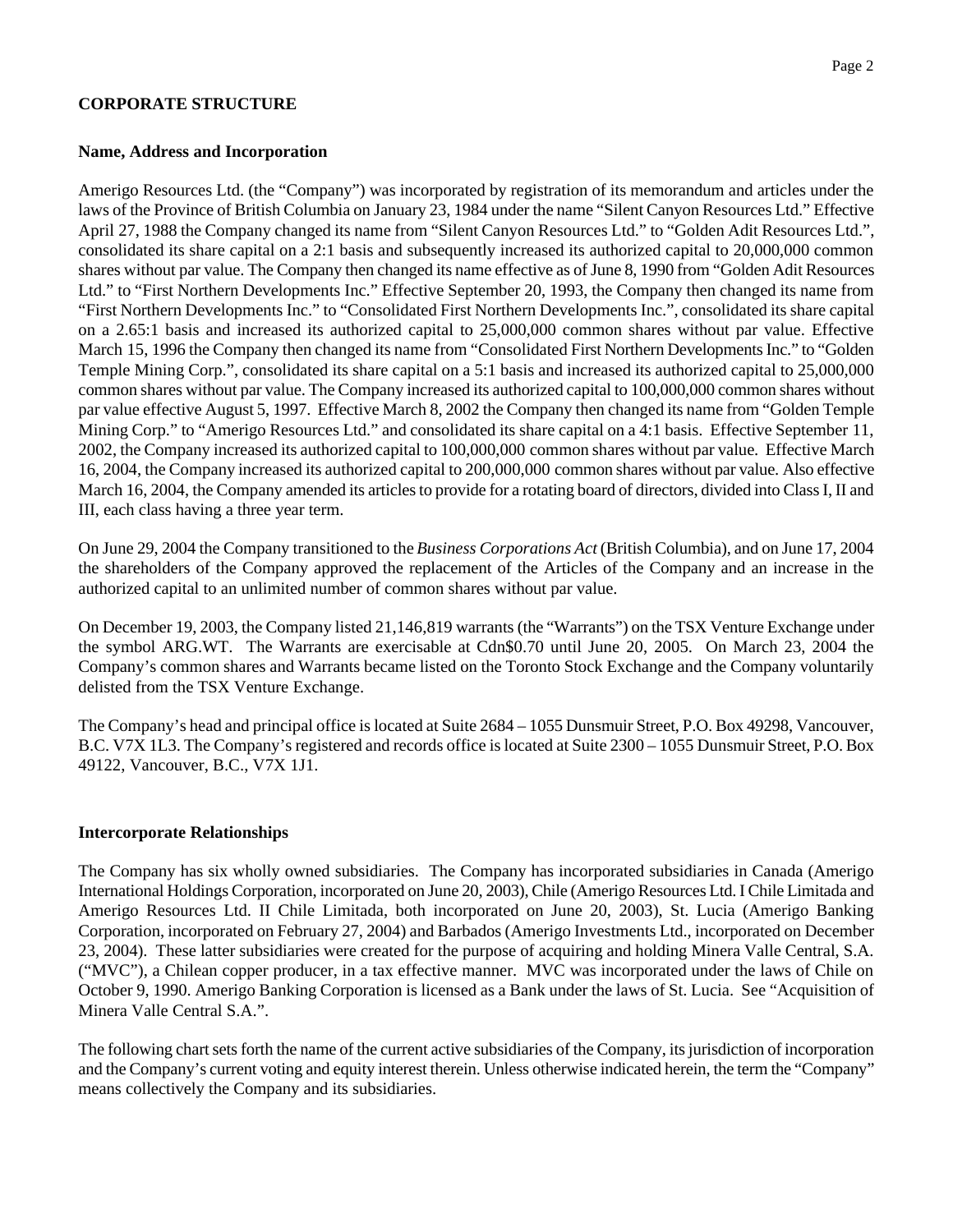## CORPORATE STRUCTURE

### Name, Address and Incorporation

Amerigo Resources Ltd. (the "Company") was incorporated by registration of its memorandum and articles under the laws of the Province of British Columbia on January 23, 1984 under the name "Silent Canyon Resources Ltd." Effective April 27, 1988 the Company changed its name from "Silent Canyon Resources Ltd." to "Golden Adit Resources Ltd.", consolidated its share capital on a 2:1 basis and subsequently increased its authorized capital to 20,000,000 common shares without par value. The Company then changed its name effective as of June 8, 1990 from "Golden Adit Resources Ltd." to "First Northern Developments Inc." Effective September 20, 1993, the Company then changed its name from "First Northern Developments Inc." to "Consolidated First Northern Developments Inc.", consolidated its share capital on a 2.65:1 basis and increased its authorized capital to 25,000,000 common shares without par value. Effective March 15, 1996 the Company then changed its name from "Consolidated First Northern Developments Inc." to "Golden Temple Mining Corp.", consolidated its share capital on a 5:1 basis and increased its authorized capital to 25,000,000 common shares without par value. The Company increased its authorized capital to 100,000,000 common shares without par value effective August 5, 1997. Effective March 8, 2002 the Company then changed its name from "Golden Temple Mining Corp." to "Amerigo Resources Ltd." and consolidated its share capital on a 4:1 basis. Effective September 11, 2002, the Company increased its authorized capital to 100,000,000 common shares without par value. Effective March 16, 2004, the Company increased its authorized capital to 200,000,000 common shares without par value. Also effective March 16, 2004, the Company amended its articles to provide for a rotating board of directors, divided into Class I, II and III, each class having a three year term.

On June 29, 2004 the Company transitioned to the *Business Corporations Act* (British Columbia), and on June 17, 2004 the shareholders of the Company approved the replacement of the Articles of the Company and an increase in the authorized capital to an unlimited number of common shares without par value.

On December 19, 2003, the Company listed 21,146,819 warrants (the "Warrants") on the TSX Venture Exchange under the symbol ARG.WT. The Warrants are exercisable at Cdn$0.70 until June 20, 2005. On March 23, 2004 the Company's common shares and Warrants became listed on the Toronto Stock Exchange and the Company voluntarily delisted from the TSX Venture Exchange.

The Company's head and principal office is located at Suite 2684 – 1055 Dunsmuir Street, P.O. Box 49298, Vancouver, B.C. V7X 1L3. The Company's registered and records office is located at Suite 2300 – 1055 Dunsmuir Street, P.O. Box 49122, Vancouver, B.C., V7X 1J1.

### Intercorporate Relationships

The Company has six wholly owned subsidiaries. The Company has incorporated subsidiaries in Canada (Amerigo International Holdings Corporation, incorporated on June 20, 2003), Chile (Amerigo Resources Ltd. I Chile Limitada and Amerigo Resources Ltd. II Chile Limitada, both incorporated on June 20, 2003), St. Lucia (Amerigo Banking Corporation, incorporated on February 27, 2004) and Barbados (Amerigo Investments Ltd., incorporated on December 23, 2004). These latter subsidiaries were created for the purpose of acquiring and holding Minera Valle Central, S.A. ("MVC"), a Chilean copper producer, in a tax effective manner. MVC was incorporated under the laws of Chile on October 9, 1990. Amerigo Banking Corporation is licensed as a Bank under the laws of St. Lucia. See "Acquisition of Minera Valle Central S.A.".

The following chart sets forth the name of the current active subsidiaries of the Company, its jurisdiction of incorporation and the Company's current voting and equity interest therein. Unless otherwise indicated herein, the term the "Company" means collectively the Company and its subsidiaries.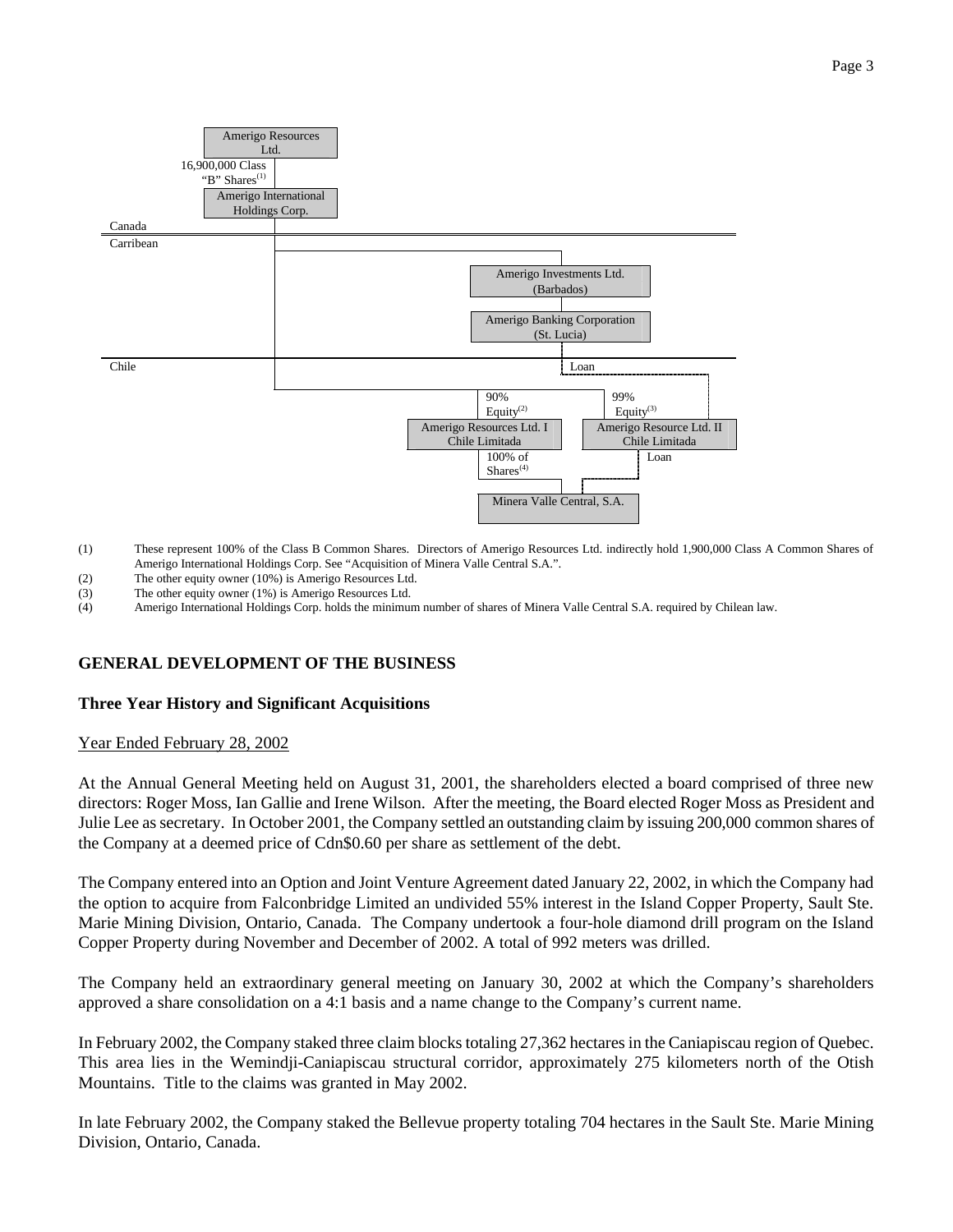Amerigo Resources Ltd.

16,900,000 Class "B" Shares[(1)]

Amerigo International Holdings Corp.

Canada

Carribean

Amerigo Investments Ltd. (Barbados)

Amerigo Banking Corporation (St. Lucia)

Chile

Loan

90% Equity[(2)]

99% Equity[(3)]

Amerigo Resources Ltd. I Chile Limitada

Amerigo Resource Ltd. II Chile Limitada

100% of Shares[(4)]

Loan

Minera Valle Central, S.A.

(1) These represent 100% of the Class B Common Shares. Directors of Amerigo Resources Ltd. indirectly hold 1,900,000 Class A Common Shares of Amerigo International Holdings Corp. See "Acquisition of Minera Valle Central S.A.".

(2) The other equity owner (10%) is Amerigo Resources Ltd.

(3) The other equity owner (1%) is Amerigo Resources Ltd.

(4) Amerigo International Holdings Corp. holds the minimum number of shares of Minera Valle Central S.A. required by Chilean law.

## GENERAL DEVELOPMENT OF THE BUSINESS

### Three Year History and Significant Acquisitions

Year Ended February 28, 2002

At the Annual General Meeting held on August 31, 2001, the shareholders elected a board comprised of three new directors: Roger Moss, Ian Gallie and Irene Wilson. After the meeting, the Board elected Roger Moss as President and Julie Lee as secretary. In October 2001, the Company settled an outstanding claim by issuing 200,000 common shares of the Company at a deemed price of Cdn$0.60 per share as settlement of the debt.

The Company entered into an Option and Joint Venture Agreement dated January 22, 2002, in which the Company had the option to acquire from Falconbridge Limited an undivided 55% interest in the Island Copper Property, Sault Ste. Marie Mining Division, Ontario, Canada. The Company undertook a four-hole diamond drill program on the Island Copper Property during November and December of 2002. A total of 992 meters was drilled.

The Company held an extraordinary general meeting on January 30, 2002 at which the Company's shareholders approved a share consolidation on a 4:1 basis and a name change to the Company's current name.

In February 2002, the Company staked three claim blocks totaling 27,362 hectares in the Caniapiscau region of Quebec. This area lies in the Wemindji-Caniapiscau structural corridor, approximately 275 kilometers north of the Otish Mountains. Title to the claims was granted in May 2002.

In late February 2002, the Company staked the Bellevue property totaling 704 hectares in the Sault Ste. Marie Mining Division, Ontario, Canada.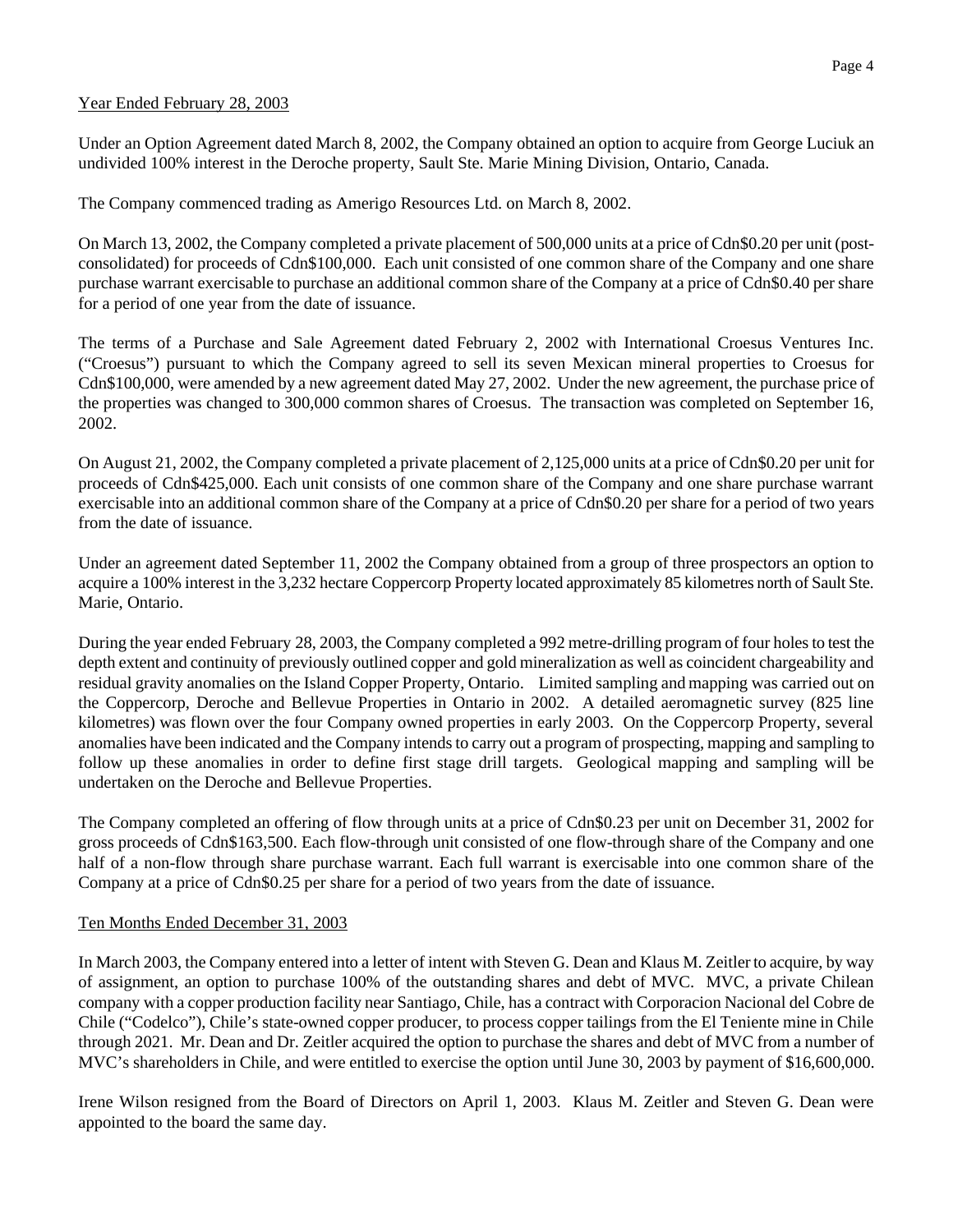Year Ended February 28, 2003

Under an Option Agreement dated March 8, 2002, the Company obtained an option to acquire from George Luciuk an undivided 100% interest in the Deroche property, Sault Ste. Marie Mining Division, Ontario, Canada.

The Company commenced trading as Amerigo Resources Ltd. on March 8, 2002.

On March 13, 2002, the Company completed a private placement of 500,000 units at a price of Cdn$0.20 per unit (post-consolidated) for proceeds of Cdn$100,000. Each unit consisted of one common share of the Company and one share purchase warrant exercisable to purchase an additional common share of the Company at a price of Cdn$0.40 per share for a period of one year from the date of issuance.

The terms of a Purchase and Sale Agreement dated February 2, 2002 with International Croesus Ventures Inc. ("Croesus") pursuant to which the Company agreed to sell its seven Mexican mineral properties to Croesus for Cdn$100,000, were amended by a new agreement dated May 27, 2002. Under the new agreement, the purchase price of the properties was changed to 300,000 common shares of Croesus. The transaction was completed on September 16, 2002.

On August 21, 2002, the Company completed a private placement of 2,125,000 units at a price of Cdn$0.20 per unit for proceeds of Cdn$425,000. Each unit consists of one common share of the Company and one share purchase warrant exercisable into an additional common share of the Company at a price of Cdn$0.20 per share for a period of two years from the date of issuance.

Under an agreement dated September 11, 2002 the Company obtained from a group of three prospectors an option to acquire a 100% interest in the 3,232 hectare Coppercorp Property located approximately 85 kilometres north of Sault Ste. Marie, Ontario.

During the year ended February 28, 2003, the Company completed a 992 metre-drilling program of four holes to test the depth extent and continuity of previously outlined copper and gold mineralization as well as coincident chargeability and residual gravity anomalies on the Island Copper Property, Ontario. Limited sampling and mapping was carried out on the Coppercorp, Deroche and Bellevue Properties in Ontario in 2002. A detailed aeromagnetic survey (825 line kilometres) was flown over the four Company owned properties in early 2003. On the Coppercorp Property, several anomalies have been indicated and the Company intends to carry out a program of prospecting, mapping and sampling to follow up these anomalies in order to define first stage drill targets. Geological mapping and sampling will be undertaken on the Deroche and Bellevue Properties.

The Company completed an offering of flow through units at a price of Cdn$0.23 per unit on December 31, 2002 for gross proceeds of Cdn$163,500. Each flow-through unit consisted of one flow-through share of the Company and one half of a non-flow through share purchase warrant. Each full warrant is exercisable into one common share of the Company at a price of Cdn$0.25 per share for a period of two years from the date of issuance.

Ten Months Ended December 31, 2003

In March 2003, the Company entered into a letter of intent with Steven G. Dean and Klaus M. Zeitler to acquire, by way of assignment, an option to purchase 100% of the outstanding shares and debt of MVC. MVC, a private Chilean company with a copper production facility near Santiago, Chile, has a contract with Corporacion Nacional del Cobre de Chile ("Codelco"), Chile's state-owned copper producer, to process copper tailings from the El Teniente mine in Chile through 2021. Mr. Dean and Dr. Zeitler acquired the option to purchase the shares and debt of MVC from a number of MVC's shareholders in Chile, and were entitled to exercise the option until June 30, 2003 by payment of $16,600,000.

Irene Wilson resigned from the Board of Directors on April 1, 2003. Klaus M. Zeitler and Steven G. Dean were appointed to the board the same day.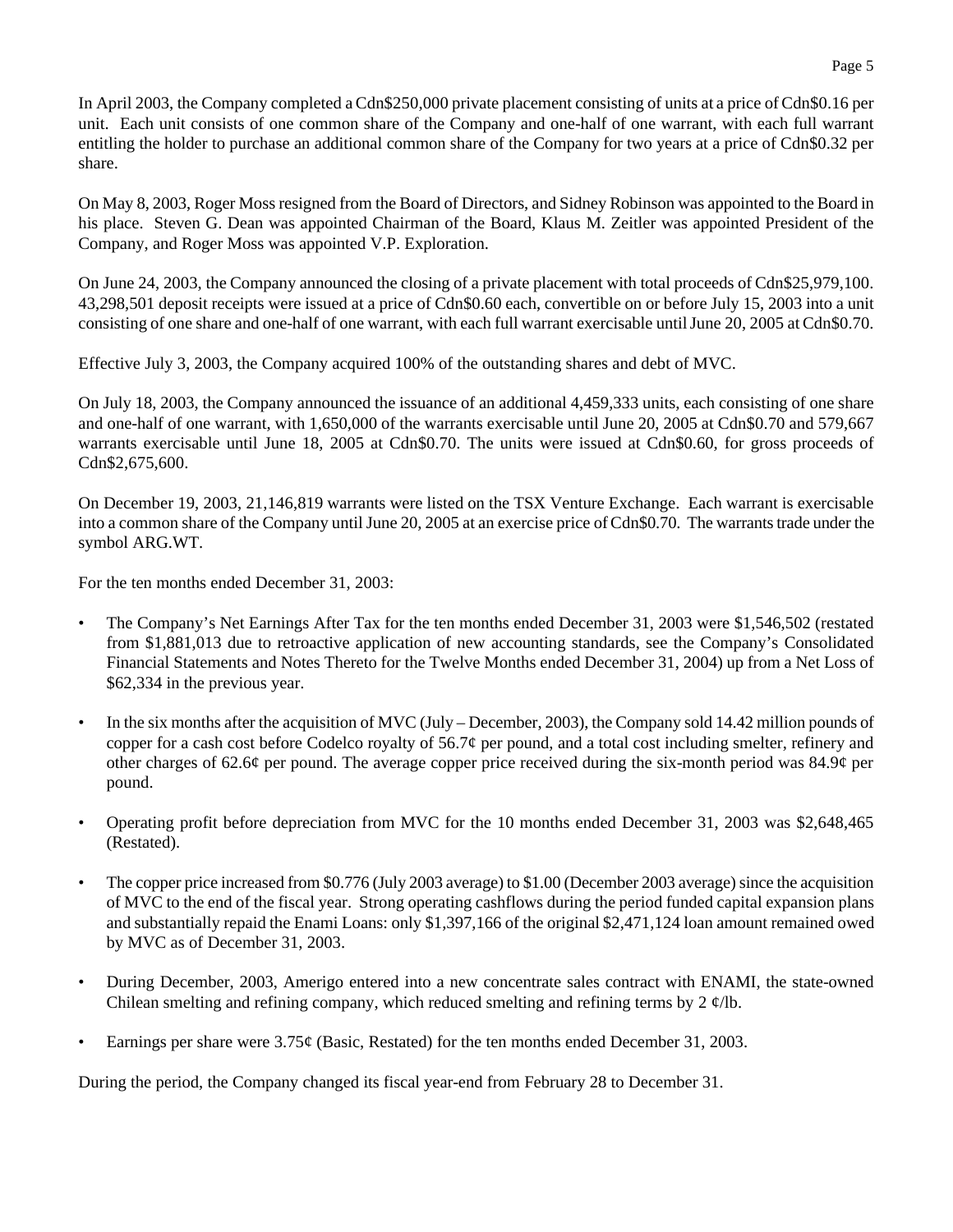In April 2003, the Company completed a Cdn$250,000 private placement consisting of units at a price of Cdn$0.16 per unit. Each unit consists of one common share of the Company and one-half of one warrant, with each full warrant entitling the holder to purchase an additional common share of the Company for two years at a price of Cdn$0.32 per share.

On May 8, 2003, Roger Moss resigned from the Board of Directors, and Sidney Robinson was appointed to the Board in his place. Steven G. Dean was appointed Chairman of the Board, Klaus M. Zeitler was appointed President of the Company, and Roger Moss was appointed V.P. Exploration.

On June 24, 2003, the Company announced the closing of a private placement with total proceeds of Cdn$25,979,100. 43,298,501 deposit receipts were issued at a price of Cdn$0.60 each, convertible on or before July 15, 2003 into a unit consisting of one share and one-half of one warrant, with each full warrant exercisable until June 20, 2005 at Cdn$0.70.

Effective July 3, 2003, the Company acquired 100% of the outstanding shares and debt of MVC.

On July 18, 2003, the Company announced the issuance of an additional 4,459,333 units, each consisting of one share and one-half of one warrant, with 1,650,000 of the warrants exercisable until June 20, 2005 at Cdn$0.70 and 579,667 warrants exercisable until June 18, 2005 at Cdn$0.70. The units were issued at Cdn$0.60, for gross proceeds of Cdn$2,675,600.

On December 19, 2003, 21,146,819 warrants were listed on the TSX Venture Exchange. Each warrant is exercisable into a common share of the Company until June 20, 2005 at an exercise price of Cdn$0.70. The warrants trade under the symbol ARG.WT.

For the ten months ended December 31, 2003:

- The Company's Net Earnings After Tax for the ten months ended December 31, 2003 were $1,546,502 (restated from $1,881,013 due to retroactive application of new accounting standards, see the Company's Consolidated Financial Statements and Notes Thereto for the Twelve Months ended December 31, 2004) up from a Net Loss of $62,334 in the previous year.
- In the six months after the acquisition of MVC (July – December, 2003), the Company sold 14.42 million pounds of copper for a cash cost before Codelco royalty of 56.7¢ per pound, and a total cost including smelter, refinery and other charges of 62.6¢ per pound. The average copper price received during the six-month period was 84.9¢ per pound.
- Operating profit before depreciation from MVC for the 10 months ended December 31, 2003 was $2,648,465 (Restated).
- The copper price increased from $0.776 (July 2003 average) to $1.00 (December 2003 average) since the acquisition of MVC to the end of the fiscal year. Strong operating cashflows during the period funded capital expansion plans and substantially repaid the Enami Loans: only $1,397,166 of the original $2,471,124 loan amount remained owed by MVC as of December 31, 2003.
- During December, 2003, Amerigo entered into a new concentrate sales contract with ENAMI, the state-owned Chilean smelting and refining company, which reduced smelting and refining terms by 2 ¢/lb.
- Earnings per share were 3.75¢ (Basic, Restated) for the ten months ended December 31, 2003.

During the period, the Company changed its fiscal year-end from February 28 to December 31.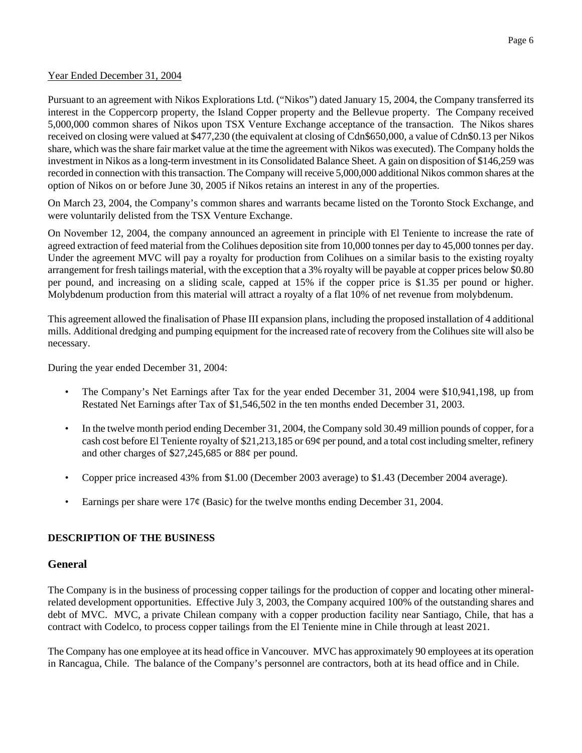Year Ended December 31, 2004

Pursuant to an agreement with Nikos Explorations Ltd. ("Nikos") dated January 15, 2004, the Company transferred its interest in the Coppercorp property, the Island Copper property and the Bellevue property. The Company received 5,000,000 common shares of Nikos upon TSX Venture Exchange acceptance of the transaction. The Nikos shares received on closing were valued at $477,230 (the equivalent at closing of Cdn$650,000, a value of Cdn$0.13 per Nikos share, which was the share fair market value at the time the agreement with Nikos was executed). The Company holds the investment in Nikos as a long-term investment in its Consolidated Balance Sheet. A gain on disposition of $146,259 was recorded in connection with this transaction. The Company will receive 5,000,000 additional Nikos common shares at the option of Nikos on or before June 30, 2005 if Nikos retains an interest in any of the properties.

On March 23, 2004, the Company's common shares and warrants became listed on the Toronto Stock Exchange, and were voluntarily delisted from the TSX Venture Exchange.

On November 12, 2004, the company announced an agreement in principle with El Teniente to increase the rate of agreed extraction of feed material from the Colihues deposition site from 10,000 tonnes per day to 45,000 tonnes per day. Under the agreement MVC will pay a royalty for production from Colihues on a similar basis to the existing royalty arrangement for fresh tailings material, with the exception that a 3% royalty will be payable at copper prices below $0.80 per pound, and increasing on a sliding scale, capped at 15% if the copper price is $1.35 per pound or higher. Molybdenum production from this material will attract a royalty of a flat 10% of net revenue from molybdenum.

This agreement allowed the finalisation of Phase III expansion plans, including the proposed installation of 4 additional mills. Additional dredging and pumping equipment for the increased rate of recovery from the Colihues site will also be necessary.

During the year ended December 31, 2004:

- The Company's Net Earnings after Tax for the year ended December 31, 2004 were $10,941,198, up from Restated Net Earnings after Tax of $1,546,502 in the ten months ended December 31, 2003.
- In the twelve month period ending December 31, 2004, the Company sold 30.49 million pounds of copper, for a cash cost before El Teniente royalty of $21,213,185 or 69¢ per pound, and a total cost including smelter, refinery and other charges of $27,245,685 or 88¢ per pound.
- Copper price increased 43% from $1.00 (December 2003 average) to $1.43 (December 2004 average).
- Earnings per share were 17¢ (Basic) for the twelve months ending December 31, 2004.

**DESCRIPTION OF THE BUSINESS**

## General

The Company is in the business of processing copper tailings for the production of copper and locating other mineral-related development opportunities. Effective July 3, 2003, the Company acquired 100% of the outstanding shares and debt of MVC. MVC, a private Chilean company with a copper production facility near Santiago, Chile, that has a contract with Codelco, to process copper tailings from the El Teniente mine in Chile through at least 2021.

The Company has one employee at its head office in Vancouver. MVC has approximately 90 employees at its operation in Rancagua, Chile. The balance of the Company's personnel are contractors, both at its head office and in Chile.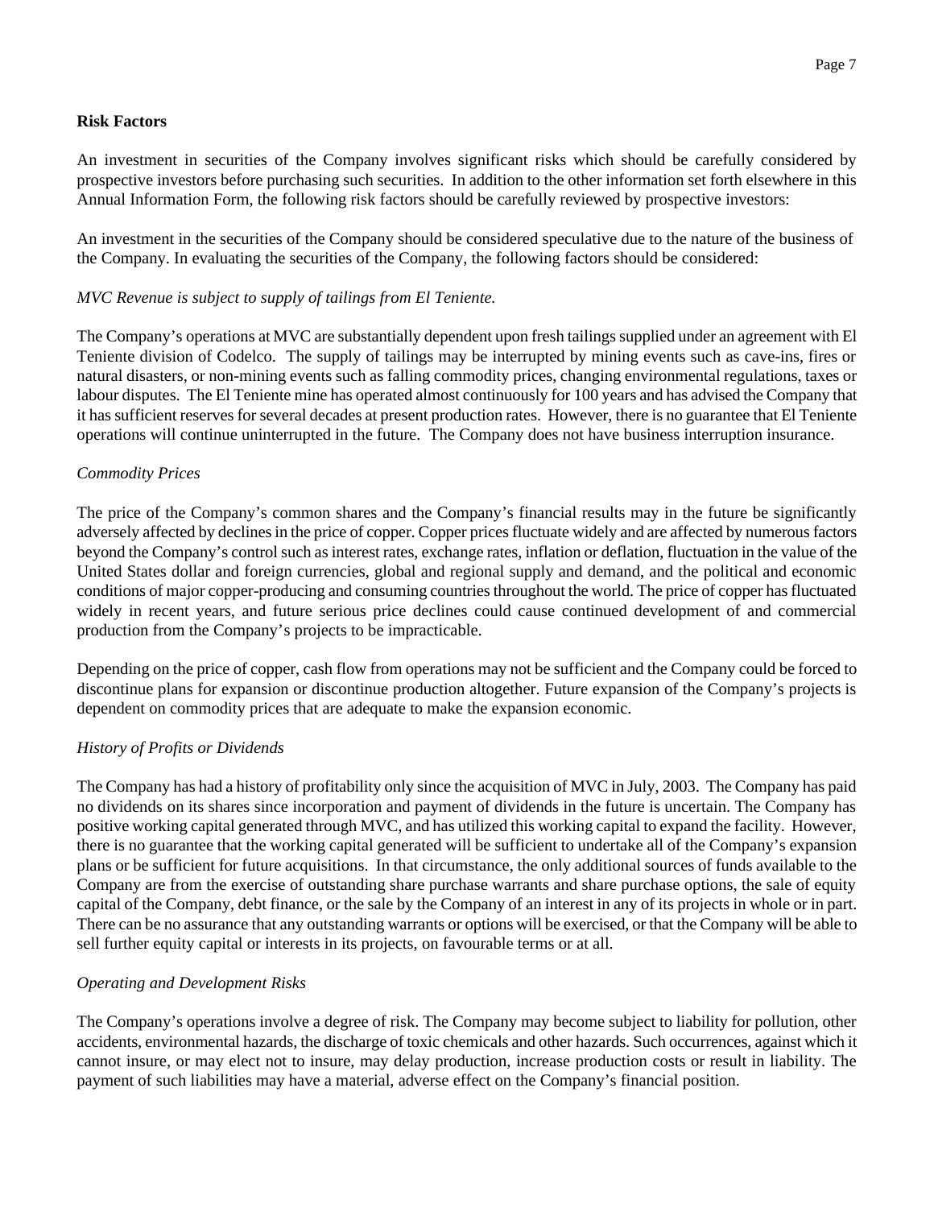**Risk Factors**

An investment in securities of the Company involves significant risks which should be carefully considered by prospective investors before purchasing such securities. In addition to the other information set forth elsewhere in this Annual Information Form, the following risk factors should be carefully reviewed by prospective investors:

An investment in the securities of the Company should be considered speculative due to the nature of the business of the Company. In evaluating the securities of the Company, the following factors should be considered:

*MVC Revenue is subject to supply of tailings from El Teniente.*

The Company's operations at MVC are substantially dependent upon fresh tailings supplied under an agreement with El Teniente division of Codelco. The supply of tailings may be interrupted by mining events such as cave-ins, fires or natural disasters, or non-mining events such as falling commodity prices, changing environmental regulations, taxes or labour disputes. The El Teniente mine has operated almost continuously for 100 years and has advised the Company that it has sufficient reserves for several decades at present production rates. However, there is no guarantee that El Teniente operations will continue uninterrupted in the future. The Company does not have business interruption insurance.

*Commodity Prices*

The price of the Company's common shares and the Company's financial results may in the future be significantly adversely affected by declines in the price of copper. Copper prices fluctuate widely and are affected by numerous factors beyond the Company's control such as interest rates, exchange rates, inflation or deflation, fluctuation in the value of the United States dollar and foreign currencies, global and regional supply and demand, and the political and economic conditions of major copper-producing and consuming countries throughout the world. The price of copper has fluctuated widely in recent years, and future serious price declines could cause continued development of and commercial production from the Company's projects to be impracticable.

Depending on the price of copper, cash flow from operations may not be sufficient and the Company could be forced to discontinue plans for expansion or discontinue production altogether. Future expansion of the Company's projects is dependent on commodity prices that are adequate to make the expansion economic.

*History of Profits or Dividends*

The Company has had a history of profitability only since the acquisition of MVC in July, 2003. The Company has paid no dividends on its shares since incorporation and payment of dividends in the future is uncertain. The Company has positive working capital generated through MVC, and has utilized this working capital to expand the facility. However, there is no guarantee that the working capital generated will be sufficient to undertake all of the Company's expansion plans or be sufficient for future acquisitions. In that circumstance, the only additional sources of funds available to the Company are from the exercise of outstanding share purchase warrants and share purchase options, the sale of equity capital of the Company, debt finance, or the sale by the Company of an interest in any of its projects in whole or in part. There can be no assurance that any outstanding warrants or options will be exercised, or that the Company will be able to sell further equity capital or interests in its projects, on favourable terms or at all.

*Operating and Development Risks*

The Company's operations involve a degree of risk. The Company may become subject to liability for pollution, other accidents, environmental hazards, the discharge of toxic chemicals and other hazards. Such occurrences, against which it cannot insure, or may elect not to insure, may delay production, increase production costs or result in liability. The payment of such liabilities may have a material, adverse effect on the Company's financial position.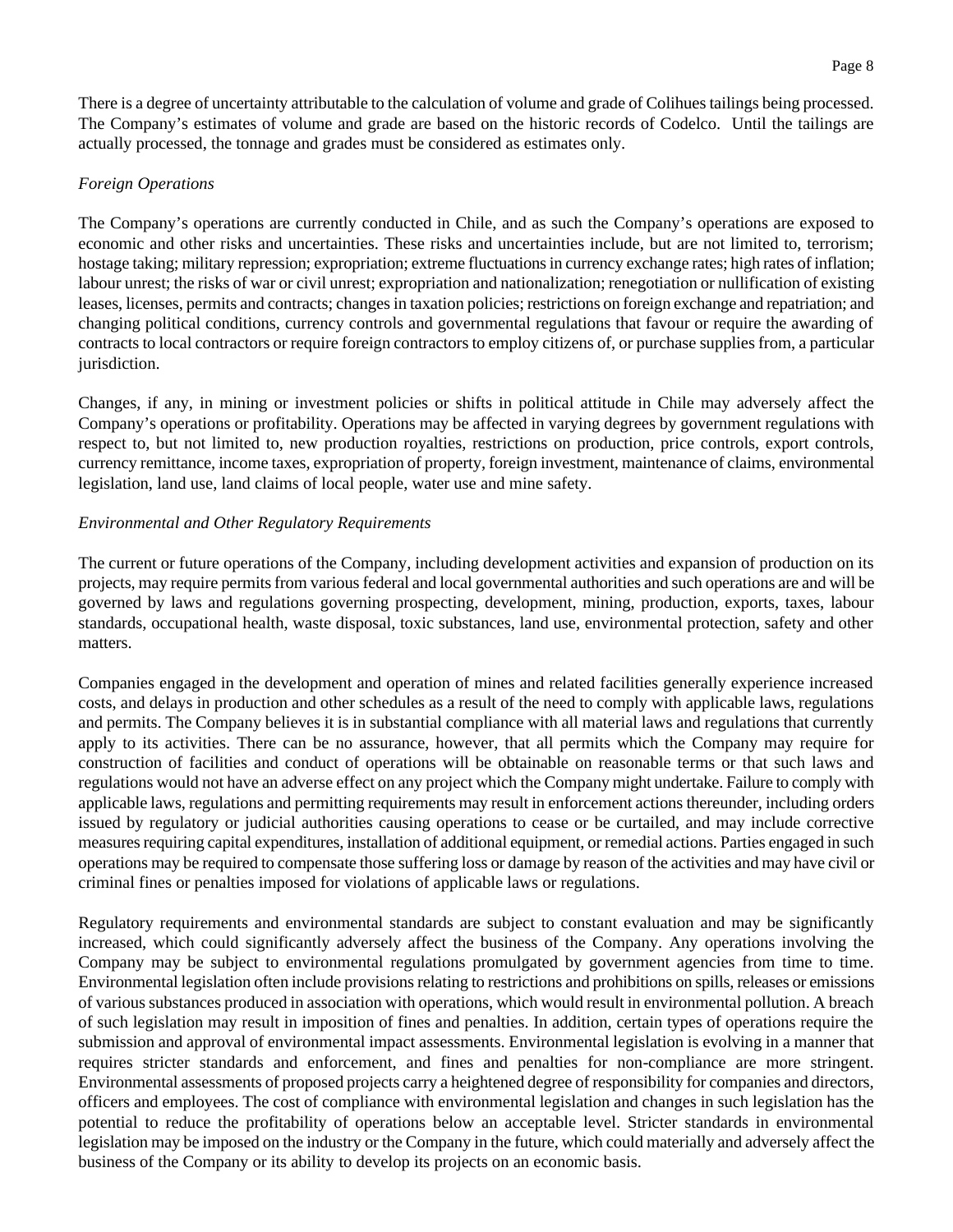There is a degree of uncertainty attributable to the calculation of volume and grade of Colihues tailings being processed. The Company's estimates of volume and grade are based on the historic records of Codelco. Until the tailings are actually processed, the tonnage and grades must be considered as estimates only.

*Foreign Operations*

The Company's operations are currently conducted in Chile, and as such the Company's operations are exposed to economic and other risks and uncertainties. These risks and uncertainties include, but are not limited to, terrorism; hostage taking; military repression; expropriation; extreme fluctuations in currency exchange rates; high rates of inflation; labour unrest; the risks of war or civil unrest; expropriation and nationalization; renegotiation or nullification of existing leases, licenses, permits and contracts; changes in taxation policies; restrictions on foreign exchange and repatriation; and changing political conditions, currency controls and governmental regulations that favour or require the awarding of contracts to local contractors or require foreign contractors to employ citizens of, or purchase supplies from, a particular jurisdiction.

Changes, if any, in mining or investment policies or shifts in political attitude in Chile may adversely affect the Company's operations or profitability. Operations may be affected in varying degrees by government regulations with respect to, but not limited to, new production royalties, restrictions on production, price controls, export controls, currency remittance, income taxes, expropriation of property, foreign investment, maintenance of claims, environmental legislation, land use, land claims of local people, water use and mine safety.

*Environmental and Other Regulatory Requirements*

The current or future operations of the Company, including development activities and expansion of production on its projects, may require permits from various federal and local governmental authorities and such operations are and will be governed by laws and regulations governing prospecting, development, mining, production, exports, taxes, labour standards, occupational health, waste disposal, toxic substances, land use, environmental protection, safety and other matters.

Companies engaged in the development and operation of mines and related facilities generally experience increased costs, and delays in production and other schedules as a result of the need to comply with applicable laws, regulations and permits. The Company believes it is in substantial compliance with all material laws and regulations that currently apply to its activities. There can be no assurance, however, that all permits which the Company may require for construction of facilities and conduct of operations will be obtainable on reasonable terms or that such laws and regulations would not have an adverse effect on any project which the Company might undertake. Failure to comply with applicable laws, regulations and permitting requirements may result in enforcement actions thereunder, including orders issued by regulatory or judicial authorities causing operations to cease or be curtailed, and may include corrective measures requiring capital expenditures, installation of additional equipment, or remedial actions. Parties engaged in such operations may be required to compensate those suffering loss or damage by reason of the activities and may have civil or criminal fines or penalties imposed for violations of applicable laws or regulations.

Regulatory requirements and environmental standards are subject to constant evaluation and may be significantly increased, which could significantly adversely affect the business of the Company. Any operations involving the Company may be subject to environmental regulations promulgated by government agencies from time to time. Environmental legislation often include provisions relating to restrictions and prohibitions on spills, releases or emissions of various substances produced in association with operations, which would result in environmental pollution. A breach of such legislation may result in imposition of fines and penalties. In addition, certain types of operations require the submission and approval of environmental impact assessments. Environmental legislation is evolving in a manner that requires stricter standards and enforcement, and fines and penalties for non-compliance are more stringent. Environmental assessments of proposed projects carry a heightened degree of responsibility for companies and directors, officers and employees. The cost of compliance with environmental legislation and changes in such legislation has the potential to reduce the profitability of operations below an acceptable level. Stricter standards in environmental legislation may be imposed on the industry or the Company in the future, which could materially and adversely affect the business of the Company or its ability to develop its projects on an economic basis.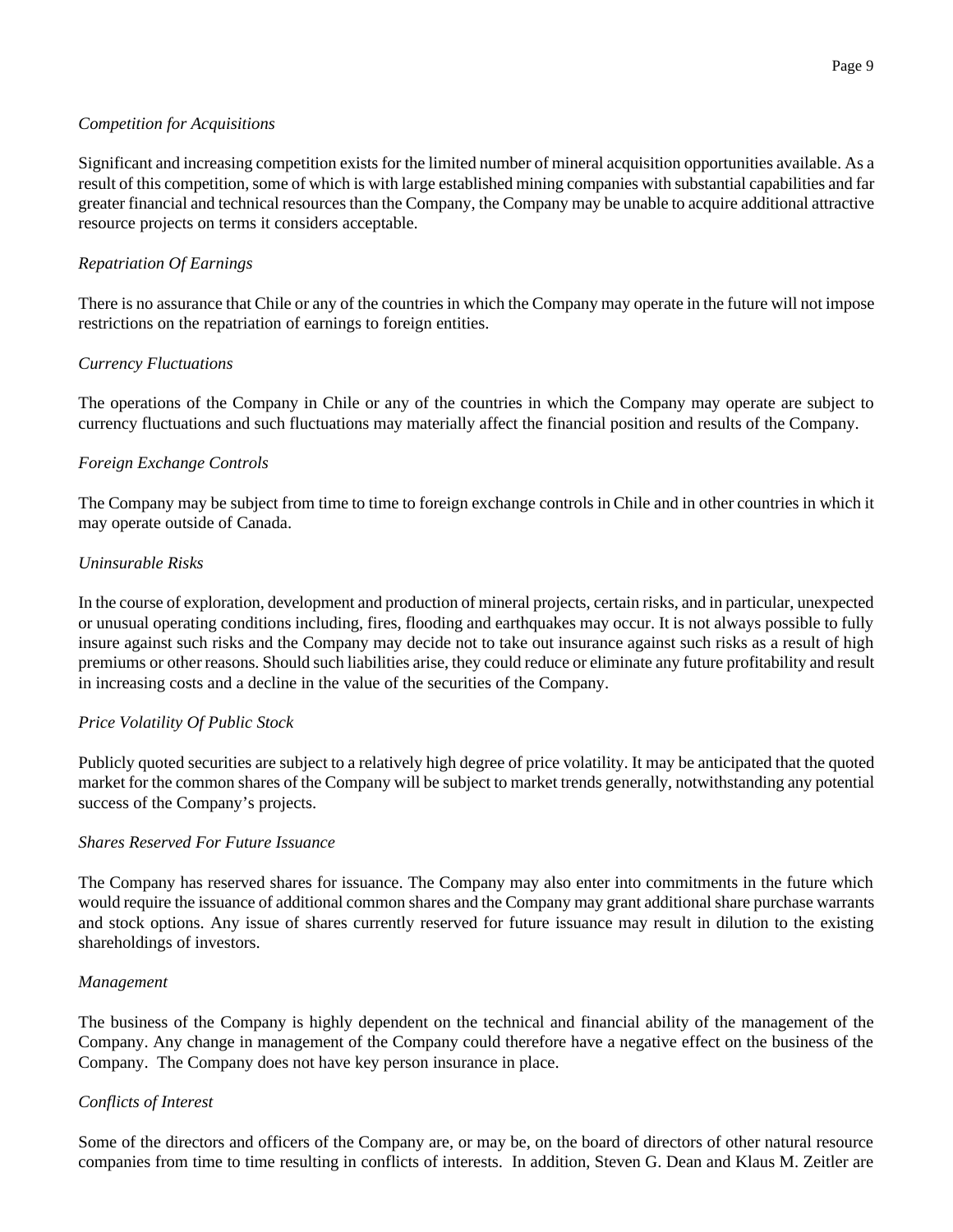*Competition for Acquisitions*

Significant and increasing competition exists for the limited number of mineral acquisition opportunities available. As a result of this competition, some of which is with large established mining companies with substantial capabilities and far greater financial and technical resources than the Company, the Company may be unable to acquire additional attractive resource projects on terms it considers acceptable.

*Repatriation Of Earnings*

There is no assurance that Chile or any of the countries in which the Company may operate in the future will not impose restrictions on the repatriation of earnings to foreign entities.

*Currency Fluctuations*

The operations of the Company in Chile or any of the countries in which the Company may operate are subject to currency fluctuations and such fluctuations may materially affect the financial position and results of the Company.

*Foreign Exchange Controls*

The Company may be subject from time to time to foreign exchange controls in Chile and in other countries in which it may operate outside of Canada.

*Uninsurable Risks*

In the course of exploration, development and production of mineral projects, certain risks, and in particular, unexpected or unusual operating conditions including, fires, flooding and earthquakes may occur. It is not always possible to fully insure against such risks and the Company may decide not to take out insurance against such risks as a result of high premiums or other reasons. Should such liabilities arise, they could reduce or eliminate any future profitability and result in increasing costs and a decline in the value of the securities of the Company.

*Price Volatility Of Public Stock*

Publicly quoted securities are subject to a relatively high degree of price volatility. It may be anticipated that the quoted market for the common shares of the Company will be subject to market trends generally, notwithstanding any potential success of the Company's projects.

*Shares Reserved For Future Issuance*

The Company has reserved shares for issuance. The Company may also enter into commitments in the future which would require the issuance of additional common shares and the Company may grant additional share purchase warrants and stock options. Any issue of shares currently reserved for future issuance may result in dilution to the existing shareholdings of investors.

*Management*

The business of the Company is highly dependent on the technical and financial ability of the management of the Company. Any change in management of the Company could therefore have a negative effect on the business of the Company. The Company does not have key person insurance in place.

*Conflicts of Interest*

Some of the directors and officers of the Company are, or may be, on the board of directors of other natural resource companies from time to time resulting in conflicts of interests. In addition, Steven G. Dean and Klaus M. Zeitler are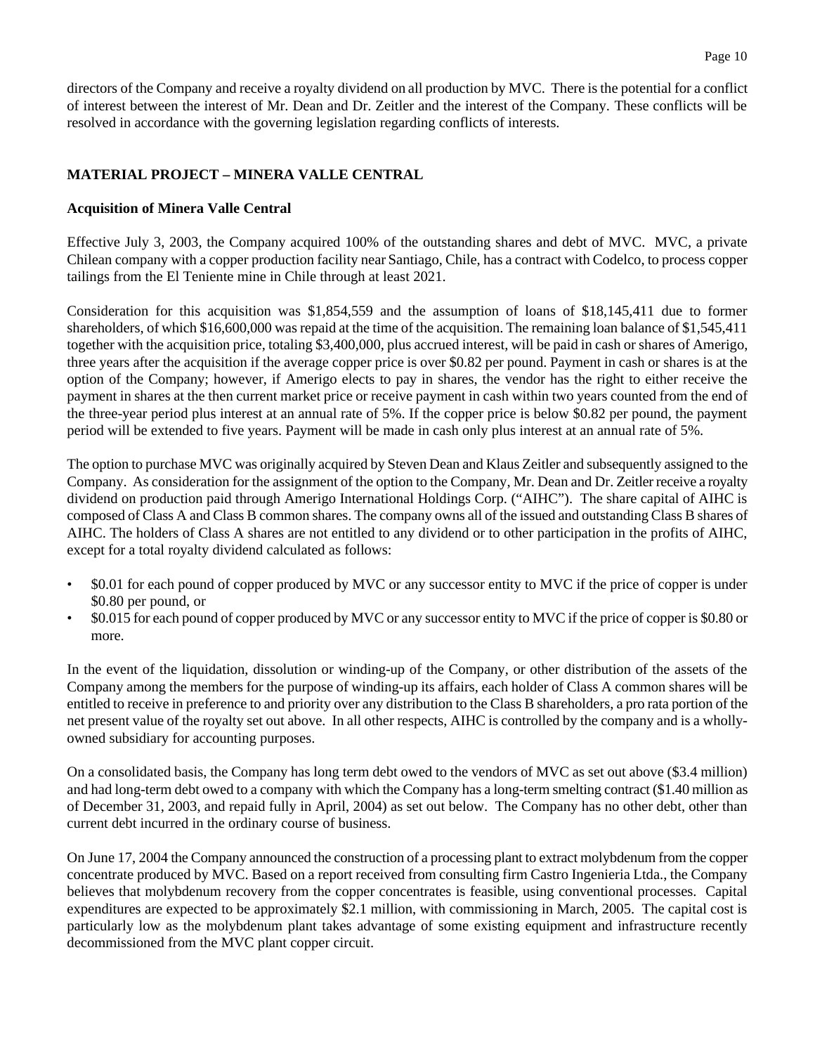directors of the Company and receive a royalty dividend on all production by MVC. There is the potential for a conflict of interest between the interest of Mr. Dean and Dr. Zeitler and the interest of the Company. These conflicts will be resolved in accordance with the governing legislation regarding conflicts of interests.

## MATERIAL PROJECT – MINERA VALLE CENTRAL

### Acquisition of Minera Valle Central

Effective July 3, 2003, the Company acquired 100% of the outstanding shares and debt of MVC. MVC, a private Chilean company with a copper production facility near Santiago, Chile, has a contract with Codelco, to process copper tailings from the El Teniente mine in Chile through at least 2021.

Consideration for this acquisition was $1,854,559 and the assumption of loans of $18,145,411 due to former shareholders, of which $16,600,000 was repaid at the time of the acquisition. The remaining loan balance of $1,545,411 together with the acquisition price, totaling $3,400,000, plus accrued interest, will be paid in cash or shares of Amerigo, three years after the acquisition if the average copper price is over $0.82 per pound. Payment in cash or shares is at the option of the Company; however, if Amerigo elects to pay in shares, the vendor has the right to either receive the payment in shares at the then current market price or receive payment in cash within two years counted from the end of the three-year period plus interest at an annual rate of 5%. If the copper price is below $0.82 per pound, the payment period will be extended to five years. Payment will be made in cash only plus interest at an annual rate of 5%.

The option to purchase MVC was originally acquired by Steven Dean and Klaus Zeitler and subsequently assigned to the Company. As consideration for the assignment of the option to the Company, Mr. Dean and Dr. Zeitler receive a royalty dividend on production paid through Amerigo International Holdings Corp. ("AIHC"). The share capital of AIHC is composed of Class A and Class B common shares. The company owns all of the issued and outstanding Class B shares of AIHC. The holders of Class A shares are not entitled to any dividend or to other participation in the profits of AIHC, except for a total royalty dividend calculated as follows:

- $0.01 for each pound of copper produced by MVC or any successor entity to MVC if the price of copper is under $0.80 per pound, or
- $0.015 for each pound of copper produced by MVC or any successor entity to MVC if the price of copper is $0.80 or more.

In the event of the liquidation, dissolution or winding-up of the Company, or other distribution of the assets of the Company among the members for the purpose of winding-up its affairs, each holder of Class A common shares will be entitled to receive in preference to and priority over any distribution to the Class B shareholders, a pro rata portion of the net present value of the royalty set out above. In all other respects, AIHC is controlled by the company and is a wholly-owned subsidiary for accounting purposes.

On a consolidated basis, the Company has long term debt owed to the vendors of MVC as set out above ($3.4 million) and had long-term debt owed to a company with which the Company has a long-term smelting contract ($1.40 million as of December 31, 2003, and repaid fully in April, 2004) as set out below. The Company has no other debt, other than current debt incurred in the ordinary course of business.

On June 17, 2004 the Company announced the construction of a processing plant to extract molybdenum from the copper concentrate produced by MVC. Based on a report received from consulting firm Castro Ingenieria Ltda., the Company believes that molybdenum recovery from the copper concentrates is feasible, using conventional processes. Capital expenditures are expected to be approximately $2.1 million, with commissioning in March, 2005. The capital cost is particularly low as the molybdenum plant takes advantage of some existing equipment and infrastructure recently decommissioned from the MVC plant copper circuit.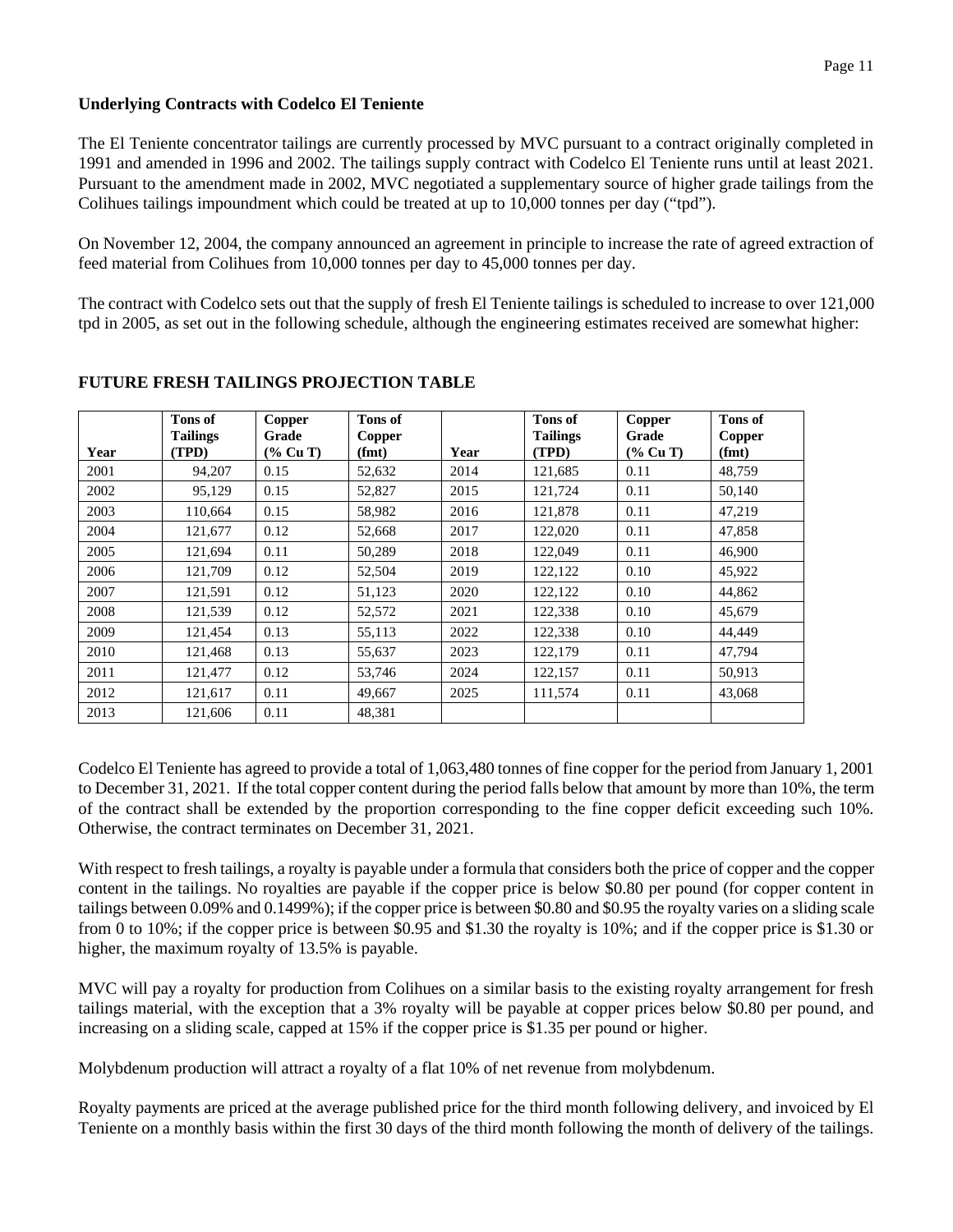**Underlying Contracts with Codelco El Teniente**

The El Teniente concentrator tailings are currently processed by MVC pursuant to a contract originally completed in 1991 and amended in 1996 and 2002. The tailings supply contract with Codelco El Teniente runs until at least 2021. Pursuant to the amendment made in 2002, MVC negotiated a supplementary source of higher grade tailings from the Colihues tailings impoundment which could be treated at up to 10,000 tonnes per day ("tpd").

On November 12, 2004, the company announced an agreement in principle to increase the rate of agreed extraction of feed material from Colihues from 10,000 tonnes per day to 45,000 tonnes per day.

The contract with Codelco sets out that the supply of fresh El Teniente tailings is scheduled to increase to over 121,000 tpd in 2005, as set out in the following schedule, although the engineering estimates received are somewhat higher:

**FUTURE FRESH TAILINGS PROJECTION TABLE**

| Year | Tons of Tailings (TPD) | Copper Grade (% Cu T) | Tons of Copper (fmt) | Year | Tons of Tailings (TPD) | Copper Grade (% Cu T) | Tons of Copper (fmt) |
|---|---|---|---|---|---|---|---|
| 2001 | 94,207 | 0.15 | 52,632 | 2014 | 121,685 | 0.11 | 48,759 |
| 2002 | 95,129 | 0.15 | 52,827 | 2015 | 121,724 | 0.11 | 50,140 |
| 2003 | 110,664 | 0.15 | 58,982 | 2016 | 121,878 | 0.11 | 47,219 |
| 2004 | 121,677 | 0.12 | 52,668 | 2017 | 122,020 | 0.11 | 47,858 |
| 2005 | 121,694 | 0.11 | 50,289 | 2018 | 122,049 | 0.11 | 46,900 |
| 2006 | 121,709 | 0.12 | 52,504 | 2019 | 122,122 | 0.10 | 45,922 |
| 2007 | 121,591 | 0.12 | 51,123 | 2020 | 122,122 | 0.10 | 44,862 |
| 2008 | 121,539 | 0.12 | 52,572 | 2021 | 122,338 | 0.10 | 45,679 |
| 2009 | 121,454 | 0.13 | 55,113 | 2022 | 122,338 | 0.10 | 44,449 |
| 2010 | 121,468 | 0.13 | 55,637 | 2023 | 122,179 | 0.11 | 47,794 |
| 2011 | 121,477 | 0.12 | 53,746 | 2024 | 122,157 | 0.11 | 50,913 |
| 2012 | 121,617 | 0.11 | 49,667 | 2025 | 111,574 | 0.11 | 43,068 |
| 2013 | 121,606 | 0.11 | 48,381 | | | | |

Codelco El Teniente has agreed to provide a total of 1,063,480 tonnes of fine copper for the period from January 1, 2001 to December 31, 2021. If the total copper content during the period falls below that amount by more than 10%, the term of the contract shall be extended by the proportion corresponding to the fine copper deficit exceeding such 10%. Otherwise, the contract terminates on December 31, 2021.

With respect to fresh tailings, a royalty is payable under a formula that considers both the price of copper and the copper content in the tailings. No royalties are payable if the copper price is below $0.80 per pound (for copper content in tailings between 0.09% and 0.1499%); if the copper price is between $0.80 and $0.95 the royalty varies on a sliding scale from 0 to 10%; if the copper price is between $0.95 and $1.30 the royalty is 10%; and if the copper price is $1.30 or higher, the maximum royalty of 13.5% is payable.

MVC will pay a royalty for production from Colihues on a similar basis to the existing royalty arrangement for fresh tailings material, with the exception that a 3% royalty will be payable at copper prices below $0.80 per pound, and increasing on a sliding scale, capped at 15% if the copper price is $1.35 per pound or higher.

Molybdenum production will attract a royalty of a flat 10% of net revenue from molybdenum.

Royalty payments are priced at the average published price for the third month following delivery, and invoiced by El Teniente on a monthly basis within the first 30 days of the third month following the month of delivery of the tailings.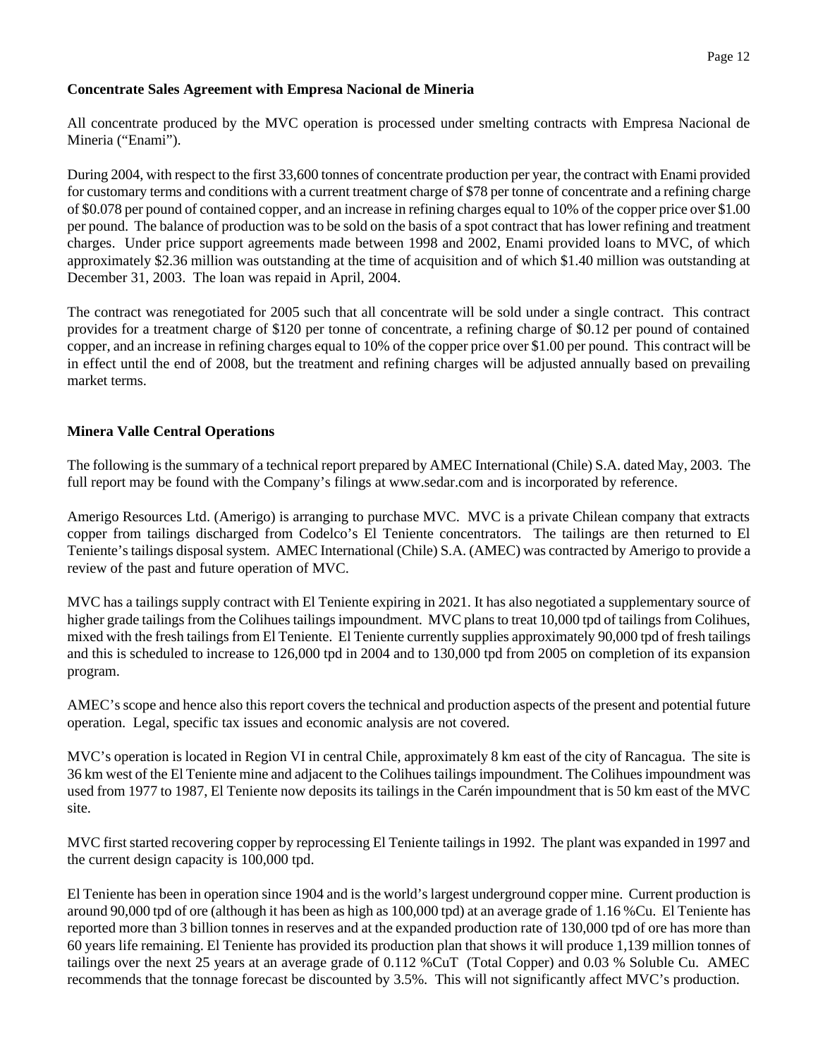**Concentrate Sales Agreement with Empresa Nacional de Mineria**

All concentrate produced by the MVC operation is processed under smelting contracts with Empresa Nacional de Mineria ("Enami").

During 2004, with respect to the first 33,600 tonnes of concentrate production per year, the contract with Enami provided for customary terms and conditions with a current treatment charge of $78 per tonne of concentrate and a refining charge of $0.078 per pound of contained copper, and an increase in refining charges equal to 10% of the copper price over $1.00 per pound. The balance of production was to be sold on the basis of a spot contract that has lower refining and treatment charges. Under price support agreements made between 1998 and 2002, Enami provided loans to MVC, of which approximately $2.36 million was outstanding at the time of acquisition and of which $1.40 million was outstanding at December 31, 2003. The loan was repaid in April, 2004.

The contract was renegotiated for 2005 such that all concentrate will be sold under a single contract. This contract provides for a treatment charge of $120 per tonne of concentrate, a refining charge of $0.12 per pound of contained copper, and an increase in refining charges equal to 10% of the copper price over $1.00 per pound. This contract will be in effect until the end of 2008, but the treatment and refining charges will be adjusted annually based on prevailing market terms.

**Minera Valle Central Operations**

The following is the summary of a technical report prepared by AMEC International (Chile) S.A. dated May, 2003. The full report may be found with the Company's filings at www.sedar.com and is incorporated by reference.

Amerigo Resources Ltd. (Amerigo) is arranging to purchase MVC. MVC is a private Chilean company that extracts copper from tailings discharged from Codelco's El Teniente concentrators. The tailings are then returned to El Teniente's tailings disposal system. AMEC International (Chile) S.A. (AMEC) was contracted by Amerigo to provide a review of the past and future operation of MVC.

MVC has a tailings supply contract with El Teniente expiring in 2021. It has also negotiated a supplementary source of higher grade tailings from the Colihues tailings impoundment. MVC plans to treat 10,000 tpd of tailings from Colihues, mixed with the fresh tailings from El Teniente. El Teniente currently supplies approximately 90,000 tpd of fresh tailings and this is scheduled to increase to 126,000 tpd in 2004 and to 130,000 tpd from 2005 on completion of its expansion program.

AMEC's scope and hence also this report covers the technical and production aspects of the present and potential future operation. Legal, specific tax issues and economic analysis are not covered.

MVC's operation is located in Region VI in central Chile, approximately 8 km east of the city of Rancagua. The site is 36 km west of the El Teniente mine and adjacent to the Colihues tailings impoundment. The Colihues impoundment was used from 1977 to 1987, El Teniente now deposits its tailings in the Carén impoundment that is 50 km east of the MVC site.

MVC first started recovering copper by reprocessing El Teniente tailings in 1992. The plant was expanded in 1997 and the current design capacity is 100,000 tpd.

El Teniente has been in operation since 1904 and is the world's largest underground copper mine. Current production is around 90,000 tpd of ore (although it has been as high as 100,000 tpd) at an average grade of 1.16 %Cu. El Teniente has reported more than 3 billion tonnes in reserves and at the expanded production rate of 130,000 tpd of ore has more than 60 years life remaining. El Teniente has provided its production plan that shows it will produce 1,139 million tonnes of tailings over the next 25 years at an average grade of 0.112 %CuT (Total Copper) and 0.03 % Soluble Cu. AMEC recommends that the tonnage forecast be discounted by 3.5%. This will not significantly affect MVC's production.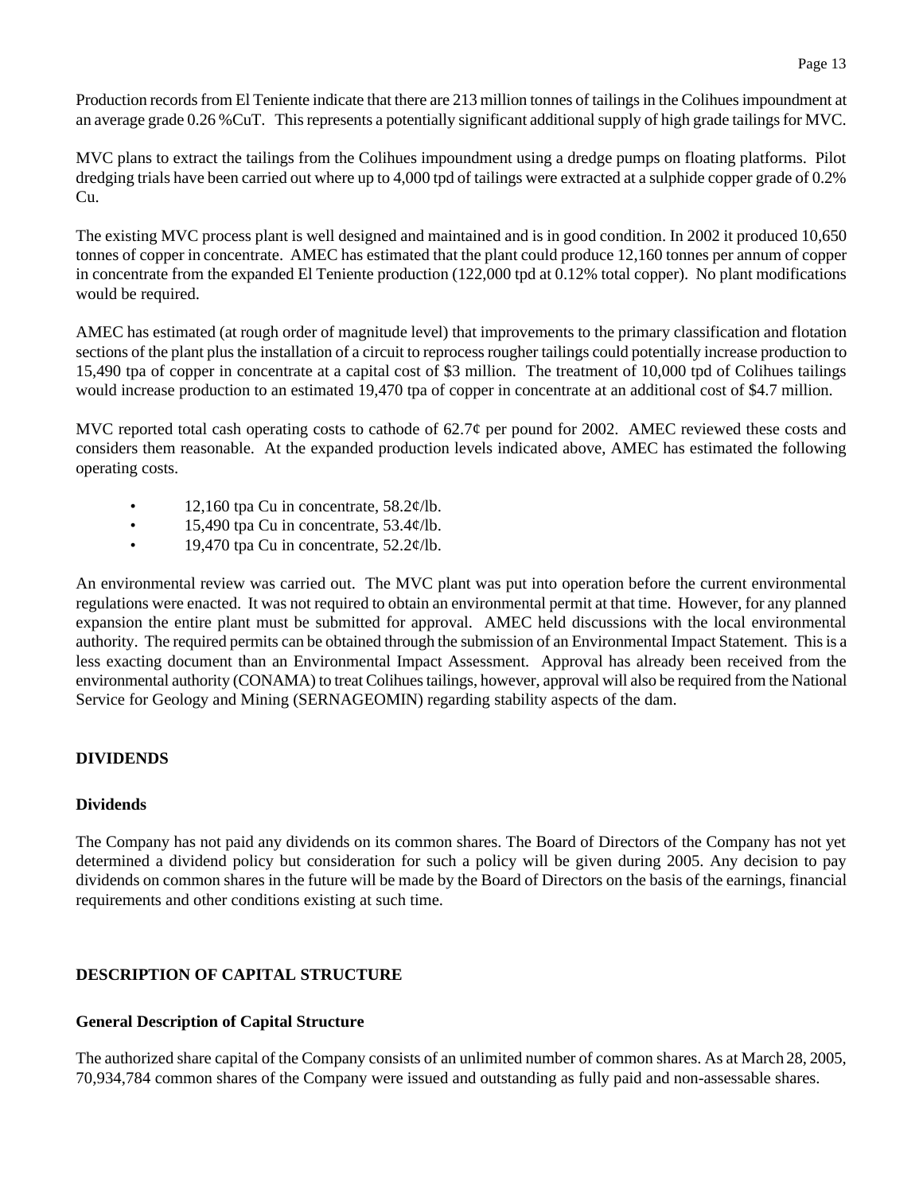Production records from El Teniente indicate that there are 213 million tonnes of tailings in the Colihues impoundment at an average grade 0.26 %CuT. This represents a potentially significant additional supply of high grade tailings for MVC.

MVC plans to extract the tailings from the Colihues impoundment using a dredge pumps on floating platforms. Pilot dredging trials have been carried out where up to 4,000 tpd of tailings were extracted at a sulphide copper grade of 0.2% Cu.

The existing MVC process plant is well designed and maintained and is in good condition. In 2002 it produced 10,650 tonnes of copper in concentrate. AMEC has estimated that the plant could produce 12,160 tonnes per annum of copper in concentrate from the expanded El Teniente production (122,000 tpd at 0.12% total copper). No plant modifications would be required.

AMEC has estimated (at rough order of magnitude level) that improvements to the primary classification and flotation sections of the plant plus the installation of a circuit to reprocess rougher tailings could potentially increase production to 15,490 tpa of copper in concentrate at a capital cost of $3 million. The treatment of 10,000 tpd of Colihues tailings would increase production to an estimated 19,470 tpa of copper in concentrate at an additional cost of $4.7 million.

MVC reported total cash operating costs to cathode of 62.7¢ per pound for 2002. AMEC reviewed these costs and considers them reasonable. At the expanded production levels indicated above, AMEC has estimated the following operating costs.

- 12,160 tpa Cu in concentrate, 58.2¢/lb.
- 15,490 tpa Cu in concentrate, 53.4¢/lb.
- 19,470 tpa Cu in concentrate, 52.2¢/lb.

An environmental review was carried out. The MVC plant was put into operation before the current environmental regulations were enacted. It was not required to obtain an environmental permit at that time. However, for any planned expansion the entire plant must be submitted for approval. AMEC held discussions with the local environmental authority. The required permits can be obtained through the submission of an Environmental Impact Statement. This is a less exacting document than an Environmental Impact Assessment. Approval has already been received from the environmental authority (CONAMA) to treat Colihues tailings, however, approval will also be required from the National Service for Geology and Mining (SERNAGEOMIN) regarding stability aspects of the dam.

## DIVIDENDS

### Dividends

The Company has not paid any dividends on its common shares. The Board of Directors of the Company has not yet determined a dividend policy but consideration for such a policy will be given during 2005. Any decision to pay dividends on common shares in the future will be made by the Board of Directors on the basis of the earnings, financial requirements and other conditions existing at such time.

## DESCRIPTION OF CAPITAL STRUCTURE

### General Description of Capital Structure

The authorized share capital of the Company consists of an unlimited number of common shares. As at March 28, 2005, 70,934,784 common shares of the Company were issued and outstanding as fully paid and non-assessable shares.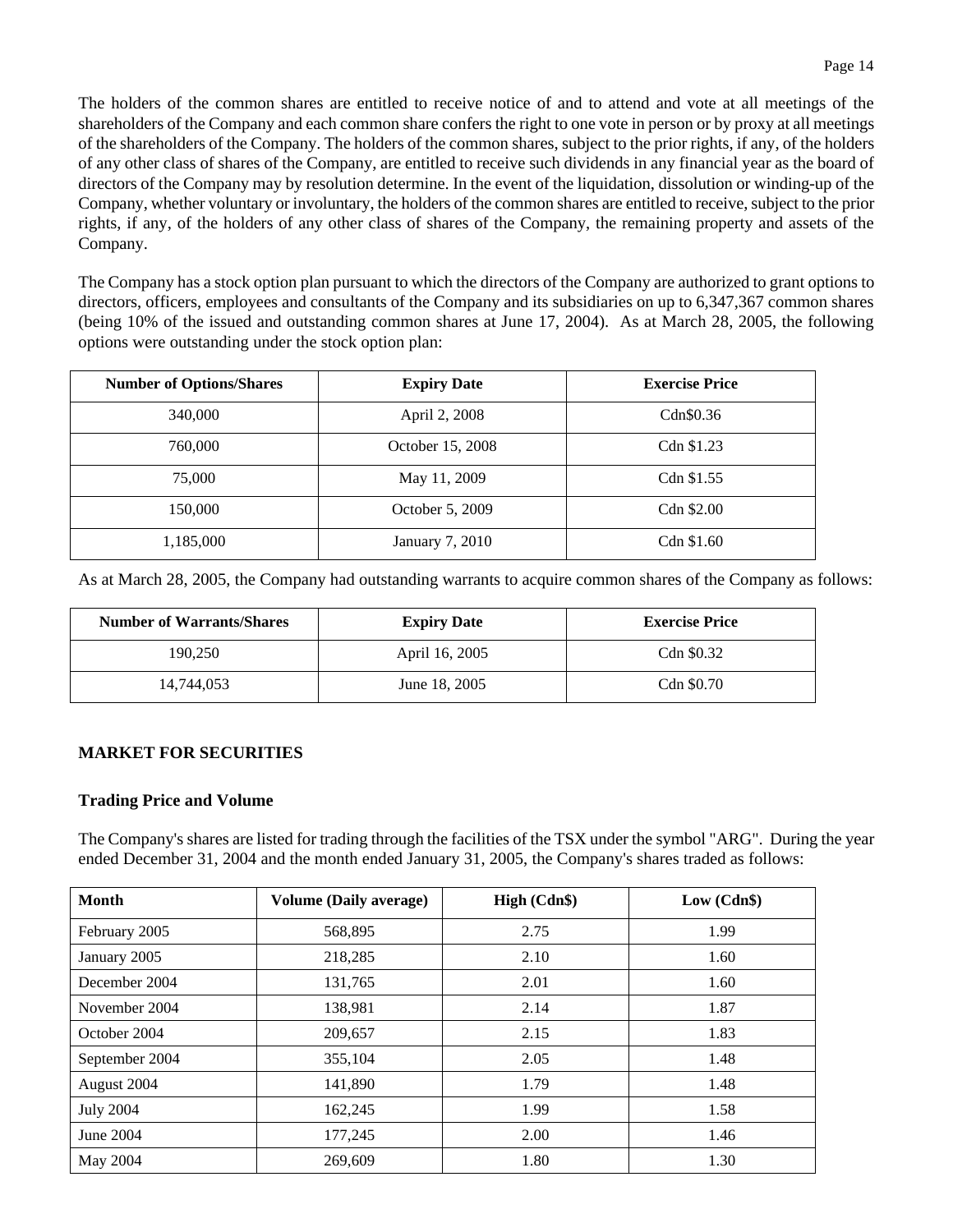The holders of the common shares are entitled to receive notice of and to attend and vote at all meetings of the shareholders of the Company and each common share confers the right to one vote in person or by proxy at all meetings of the shareholders of the Company. The holders of the common shares, subject to the prior rights, if any, of the holders of any other class of shares of the Company, are entitled to receive such dividends in any financial year as the board of directors of the Company may by resolution determine. In the event of the liquidation, dissolution or winding-up of the Company, whether voluntary or involuntary, the holders of the common shares are entitled to receive, subject to the prior rights, if any, of the holders of any other class of shares of the Company, the remaining property and assets of the Company.

The Company has a stock option plan pursuant to which the directors of the Company are authorized to grant options to directors, officers, employees and consultants of the Company and its subsidiaries on up to 6,347,367 common shares (being 10% of the issued and outstanding common shares at June 17, 2004). As at March 28, 2005, the following options were outstanding under the stock option plan:

| Number of Options/Shares | Expiry Date | Exercise Price |
|---|---|---|
| 340,000 | April 2, 2008 | Cdn$0.36 |
| 760,000 | October 15, 2008 | Cdn $1.23 |
| 75,000 | May 11, 2009 | Cdn $1.55 |
| 150,000 | October 5, 2009 | Cdn $2.00 |
| 1,185,000 | January 7, 2010 | Cdn $1.60 |

As at March 28, 2005, the Company had outstanding warrants to acquire common shares of the Company as follows:

| Number of Warrants/Shares | Expiry Date | Exercise Price |
|---|---|---|
| 190,250 | April 16, 2005 | Cdn $0.32 |
| 14,744,053 | June 18, 2005 | Cdn $0.70 |

## MARKET FOR SECURITIES

### Trading Price and Volume

The Company's shares are listed for trading through the facilities of the TSX under the symbol "ARG". During the year ended December 31, 2004 and the month ended January 31, 2005, the Company's shares traded as follows:

| Month | Volume (Daily average) | High (Cdn$) | Low (Cdn$) |
|---|---|---|---|
| February 2005 | 568,895 | 2.75 | 1.99 |
| January 2005 | 218,285 | 2.10 | 1.60 |
| December 2004 | 131,765 | 2.01 | 1.60 |
| November 2004 | 138,981 | 2.14 | 1.87 |
| October 2004 | 209,657 | 2.15 | 1.83 |
| September 2004 | 355,104 | 2.05 | 1.48 |
| August 2004 | 141,890 | 1.79 | 1.48 |
| July 2004 | 162,245 | 1.99 | 1.58 |
| June 2004 | 177,245 | 2.00 | 1.46 |
| May 2004 | 269,609 | 1.80 | 1.30 |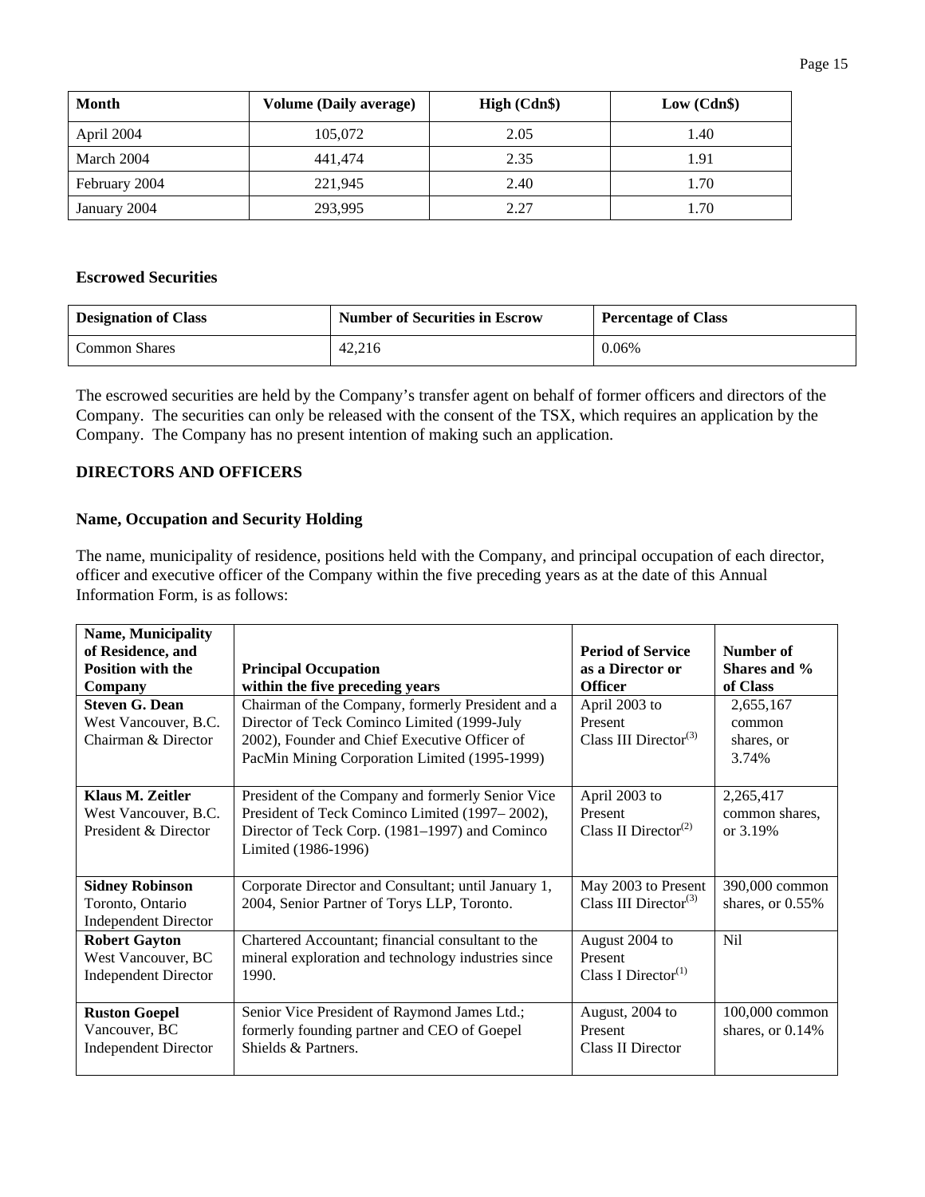| Month | Volume (Daily average) | High (Cdn$) | Low (Cdn$) |
|---|---|---|---|
| April 2004 | 105,072 | 2.05 | 1.40 |
| March 2004 | 441,474 | 2.35 | 1.91 |
| February 2004 | 221,945 | 2.40 | 1.70 |
| January 2004 | 293,995 | 2.27 | 1.70 |

### Escrowed Securities

| Designation of Class | Number of Securities in Escrow | Percentage of Class |
|---|---|---|
| Common Shares | 42,216 | 0.06% |

The escrowed securities are held by the Company's transfer agent on behalf of former officers and directors of the Company. The securities can only be released with the consent of the TSX, which requires an application by the Company. The Company has no present intention of making such an application.

## DIRECTORS AND OFFICERS

### Name, Occupation and Security Holding

The name, municipality of residence, positions held with the Company, and principal occupation of each director, officer and executive officer of the Company within the five preceding years as at the date of this Annual Information Form, is as follows:

| Name, Municipality of Residence, and Position with the Company | Principal Occupation within the five preceding years | Period of Service as a Director or Officer | Number of Shares and % of Class |
|---|---|---|---|
| **Steven G. Dean**<br>West Vancouver, B.C.<br>Chairman & Director | Chairman of the Company, formerly President and a Director of Teck Cominco Limited (1999-July 2002), Founder and Chief Executive Officer of PacMin Mining Corporation Limited (1995-1999) | April 2003 to Present<br>Class III Director[3] | 2,655,167 common shares, or 3.74% |
| **Klaus M. Zeitler**<br>West Vancouver, B.C.<br>President & Director | President of the Company and formerly Senior Vice President of Teck Cominco Limited (1997– 2002), Director of Teck Corp. (1981–1997) and Cominco Limited (1986-1996) | April 2003 to Present<br>Class II Director[2] | 2,265,417 common shares, or 3.19% |
| **Sidney Robinson**<br>Toronto, Ontario<br>Independent Director | Corporate Director and Consultant; until January 1, 2004, Senior Partner of Torys LLP, Toronto. | May 2003 to Present<br>Class III Director[3] | 390,000 common shares, or 0.55% |
| **Robert Gayton**<br>West Vancouver, BC<br>Independent Director | Chartered Accountant; financial consultant to the mineral exploration and technology industries since 1990. | August 2004 to Present<br>Class I Director[1] | Nil |
| **Ruston Goepel**<br>Vancouver, BC<br>Independent Director | Senior Vice President of Raymond James Ltd.; formerly founding partner and CEO of Goepel Shields & Partners. | August, 2004 to Present<br>Class II Director | 100,000 common shares, or 0.14% |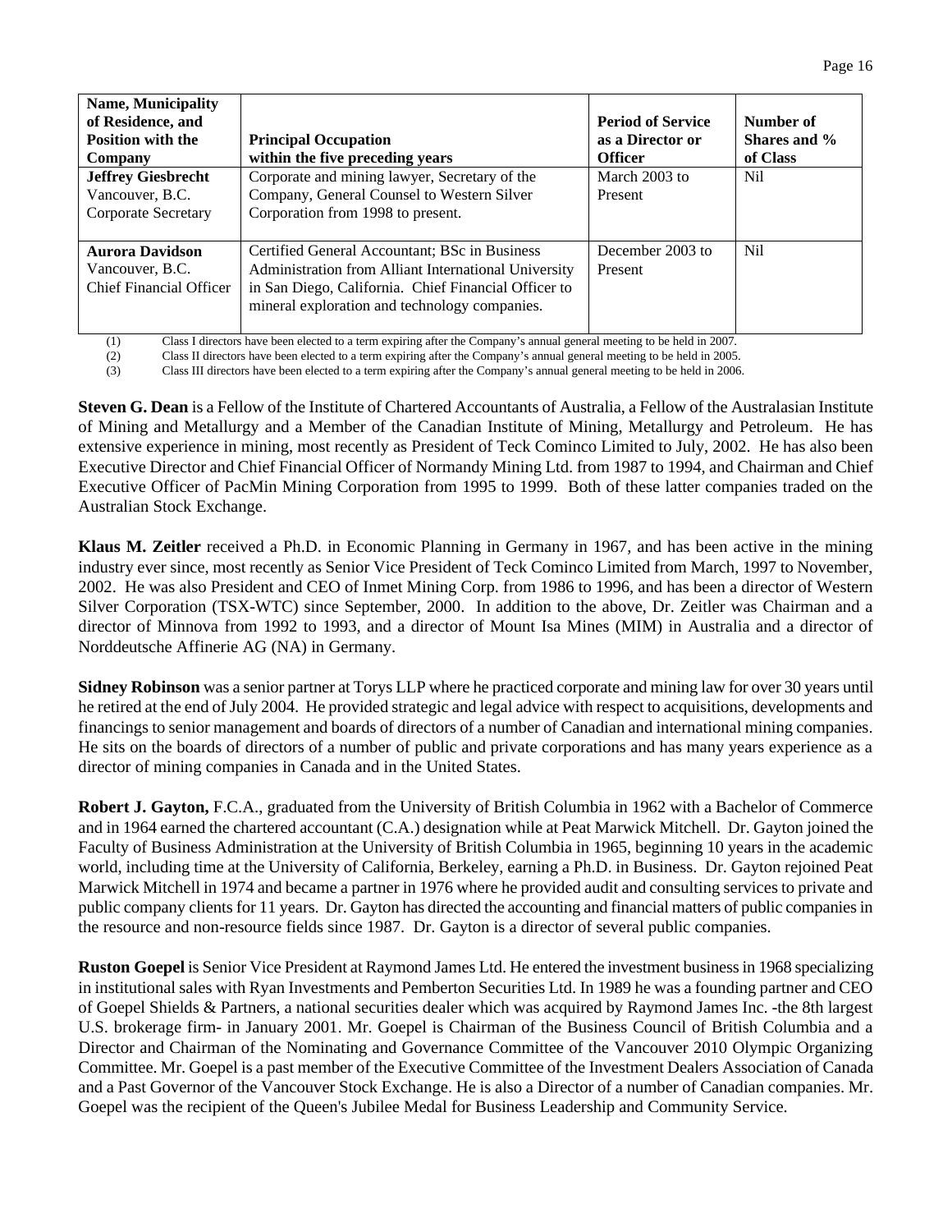| Name, Municipality of Residence, and Position with the Company | Principal Occupation within the five preceding years | Period of Service as a Director or Officer | Number of Shares and % of Class |
|---|---|---|---|
| **Jeffrey Giesbrecht**<br>Vancouver, B.C.<br>Corporate Secretary | Corporate and mining lawyer, Secretary of the Company, General Counsel to Western Silver Corporation from 1998 to present. | March 2003 to Present | Nil |
| **Aurora Davidson**<br>Vancouver, B.C.<br>Chief Financial Officer | Certified General Accountant; BSc in Business Administration from Alliant International University in San Diego, California. Chief Financial Officer to mineral exploration and technology companies. | December 2003 to Present | Nil |

(1) Class I directors have been elected to a term expiring after the Company's annual general meeting to be held in 2007.
(2) Class II directors have been elected to a term expiring after the Company's annual general meeting to be held in 2005.
(3) Class III directors have been elected to a term expiring after the Company's annual general meeting to be held in 2006.

**Steven G. Dean** is a Fellow of the Institute of Chartered Accountants of Australia, a Fellow of the Australasian Institute of Mining and Metallurgy and a Member of the Canadian Institute of Mining, Metallurgy and Petroleum. He has extensive experience in mining, most recently as President of Teck Cominco Limited to July, 2002. He has also been Executive Director and Chief Financial Officer of Normandy Mining Ltd. from 1987 to 1994, and Chairman and Chief Executive Officer of PacMin Mining Corporation from 1995 to 1999. Both of these latter companies traded on the Australian Stock Exchange.

**Klaus M. Zeitler** received a Ph.D. in Economic Planning in Germany in 1967, and has been active in the mining industry ever since, most recently as Senior Vice President of Teck Cominco Limited from March, 1997 to November, 2002. He was also President and CEO of Inmet Mining Corp. from 1986 to 1996, and has been a director of Western Silver Corporation (TSX-WTC) since September, 2000. In addition to the above, Dr. Zeitler was Chairman and a director of Minnova from 1992 to 1993, and a director of Mount Isa Mines (MIM) in Australia and a director of Norddeutsche Affinerie AG (NA) in Germany.

**Sidney Robinson** was a senior partner at Torys LLP where he practiced corporate and mining law for over 30 years until he retired at the end of July 2004. He provided strategic and legal advice with respect to acquisitions, developments and financings to senior management and boards of directors of a number of Canadian and international mining companies. He sits on the boards of directors of a number of public and private corporations and has many years experience as a director of mining companies in Canada and in the United States.

**Robert J. Gayton,** F.C.A., graduated from the University of British Columbia in 1962 with a Bachelor of Commerce and in 1964 earned the chartered accountant (C.A.) designation while at Peat Marwick Mitchell. Dr. Gayton joined the Faculty of Business Administration at the University of British Columbia in 1965, beginning 10 years in the academic world, including time at the University of California, Berkeley, earning a Ph.D. in Business. Dr. Gayton rejoined Peat Marwick Mitchell in 1974 and became a partner in 1976 where he provided audit and consulting services to private and public company clients for 11 years. Dr. Gayton has directed the accounting and financial matters of public companies in the resource and non-resource fields since 1987. Dr. Gayton is a director of several public companies.

**Ruston Goepel** is Senior Vice President at Raymond James Ltd. He entered the investment business in 1968 specializing in institutional sales with Ryan Investments and Pemberton Securities Ltd. In 1989 he was a founding partner and CEO of Goepel Shields & Partners, a national securities dealer which was acquired by Raymond James Inc. -the 8th largest U.S. brokerage firm- in January 2001. Mr. Goepel is Chairman of the Business Council of British Columbia and a Director and Chairman of the Nominating and Governance Committee of the Vancouver 2010 Olympic Organizing Committee. Mr. Goepel is a past member of the Executive Committee of the Investment Dealers Association of Canada and a Past Governor of the Vancouver Stock Exchange. He is also a Director of a number of Canadian companies. Mr. Goepel was the recipient of the Queen's Jubilee Medal for Business Leadership and Community Service.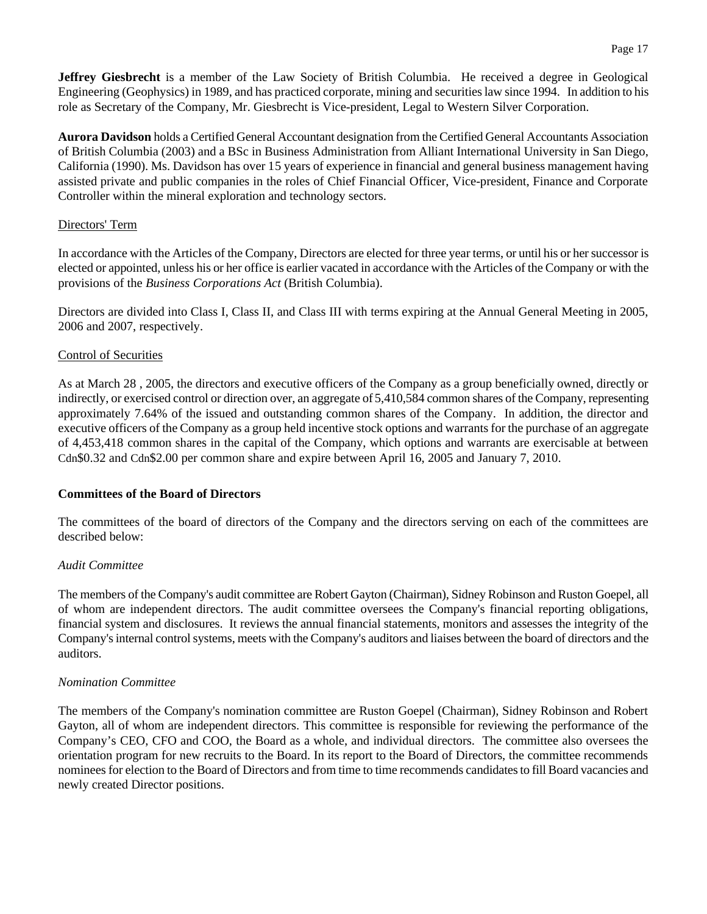**Jeffrey Giesbrecht** is a member of the Law Society of British Columbia. He received a degree in Geological Engineering (Geophysics) in 1989, and has practiced corporate, mining and securities law since 1994. In addition to his role as Secretary of the Company, Mr. Giesbrecht is Vice-president, Legal to Western Silver Corporation.

**Aurora Davidson** holds a Certified General Accountant designation from the Certified General Accountants Association of British Columbia (2003) and a BSc in Business Administration from Alliant International University in San Diego, California (1990). Ms. Davidson has over 15 years of experience in financial and general business management having assisted private and public companies in the roles of Chief Financial Officer, Vice-president, Finance and Corporate Controller within the mineral exploration and technology sectors.

Directors' Term

In accordance with the Articles of the Company, Directors are elected for three year terms, or until his or her successor is elected or appointed, unless his or her office is earlier vacated in accordance with the Articles of the Company or with the provisions of the *Business Corporations Act* (British Columbia).

Directors are divided into Class I, Class II, and Class III with terms expiring at the Annual General Meeting in 2005, 2006 and 2007, respectively.

Control of Securities

As at March 28 , 2005, the directors and executive officers of the Company as a group beneficially owned, directly or indirectly, or exercised control or direction over, an aggregate of 5,410,584 common shares of the Company, representing approximately 7.64% of the issued and outstanding common shares of the Company. In addition, the director and executive officers of the Company as a group held incentive stock options and warrants for the purchase of an aggregate of 4,453,418 common shares in the capital of the Company, which options and warrants are exercisable at between Cdn$0.32 and Cdn$2.00 per common share and expire between April 16, 2005 and January 7, 2010.

## Committees of the Board of Directors

The committees of the board of directors of the Company and the directors serving on each of the committees are described below:

*Audit Committee*

The members of the Company's audit committee are Robert Gayton (Chairman), Sidney Robinson and Ruston Goepel, all of whom are independent directors. The audit committee oversees the Company's financial reporting obligations, financial system and disclosures. It reviews the annual financial statements, monitors and assesses the integrity of the Company's internal control systems, meets with the Company's auditors and liaises between the board of directors and the auditors.

*Nomination Committee*

The members of the Company's nomination committee are Ruston Goepel (Chairman), Sidney Robinson and Robert Gayton, all of whom are independent directors. This committee is responsible for reviewing the performance of the Company's CEO, CFO and COO, the Board as a whole, and individual directors. The committee also oversees the orientation program for new recruits to the Board. In its report to the Board of Directors, the committee recommends nominees for election to the Board of Directors and from time to time recommends candidates to fill Board vacancies and newly created Director positions.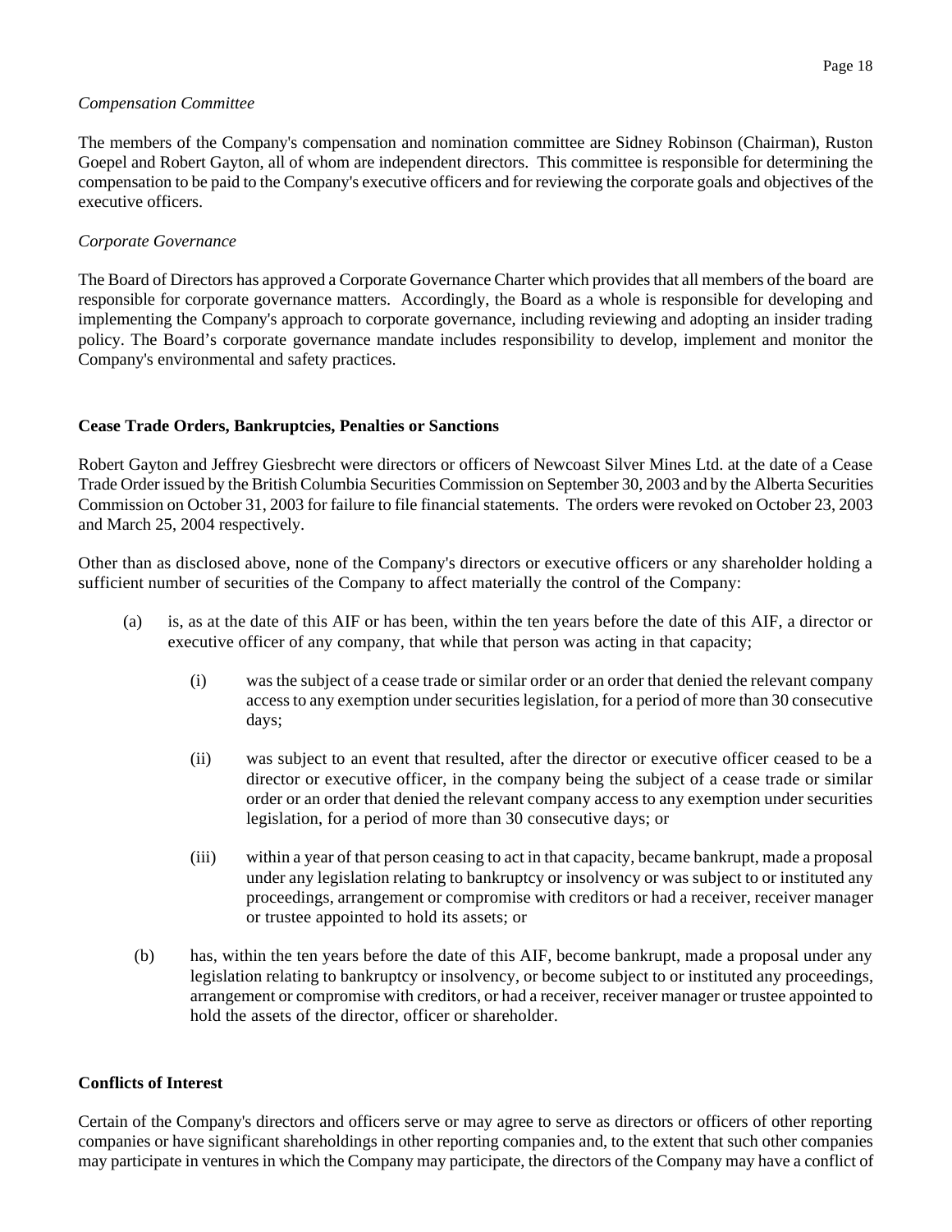*Compensation Committee*

The members of the Company's compensation and nomination committee are Sidney Robinson (Chairman), Ruston Goepel and Robert Gayton, all of whom are independent directors. This committee is responsible for determining the compensation to be paid to the Company's executive officers and for reviewing the corporate goals and objectives of the executive officers.

*Corporate Governance*

The Board of Directors has approved a Corporate Governance Charter which provides that all members of the board are responsible for corporate governance matters. Accordingly, the Board as a whole is responsible for developing and implementing the Company's approach to corporate governance, including reviewing and adopting an insider trading policy. The Board's corporate governance mandate includes responsibility to develop, implement and monitor the Company's environmental and safety practices.

**Cease Trade Orders, Bankruptcies, Penalties or Sanctions**

Robert Gayton and Jeffrey Giesbrecht were directors or officers of Newcoast Silver Mines Ltd. at the date of a Cease Trade Order issued by the British Columbia Securities Commission on September 30, 2003 and by the Alberta Securities Commission on October 31, 2003 for failure to file financial statements. The orders were revoked on October 23, 2003 and March 25, 2004 respectively.

Other than as disclosed above, none of the Company's directors or executive officers or any shareholder holding a sufficient number of securities of the Company to affect materially the control of the Company:

(a) is, as at the date of this AIF or has been, within the ten years before the date of this AIF, a director or executive officer of any company, that while that person was acting in that capacity;

  (i) was the subject of a cease trade or similar order or an order that denied the relevant company access to any exemption under securities legislation, for a period of more than 30 consecutive days;

  (ii) was subject to an event that resulted, after the director or executive officer ceased to be a director or executive officer, in the company being the subject of a cease trade or similar order or an order that denied the relevant company access to any exemption under securities legislation, for a period of more than 30 consecutive days; or

  (iii) within a year of that person ceasing to act in that capacity, became bankrupt, made a proposal under any legislation relating to bankruptcy or insolvency or was subject to or instituted any proceedings, arrangement or compromise with creditors or had a receiver, receiver manager or trustee appointed to hold its assets; or

(b) has, within the ten years before the date of this AIF, become bankrupt, made a proposal under any legislation relating to bankruptcy or insolvency, or become subject to or instituted any proceedings, arrangement or compromise with creditors, or had a receiver, receiver manager or trustee appointed to hold the assets of the director, officer or shareholder.

**Conflicts of Interest**

Certain of the Company's directors and officers serve or may agree to serve as directors or officers of other reporting companies or have significant shareholdings in other reporting companies and, to the extent that such other companies may participate in ventures in which the Company may participate, the directors of the Company may have a conflict of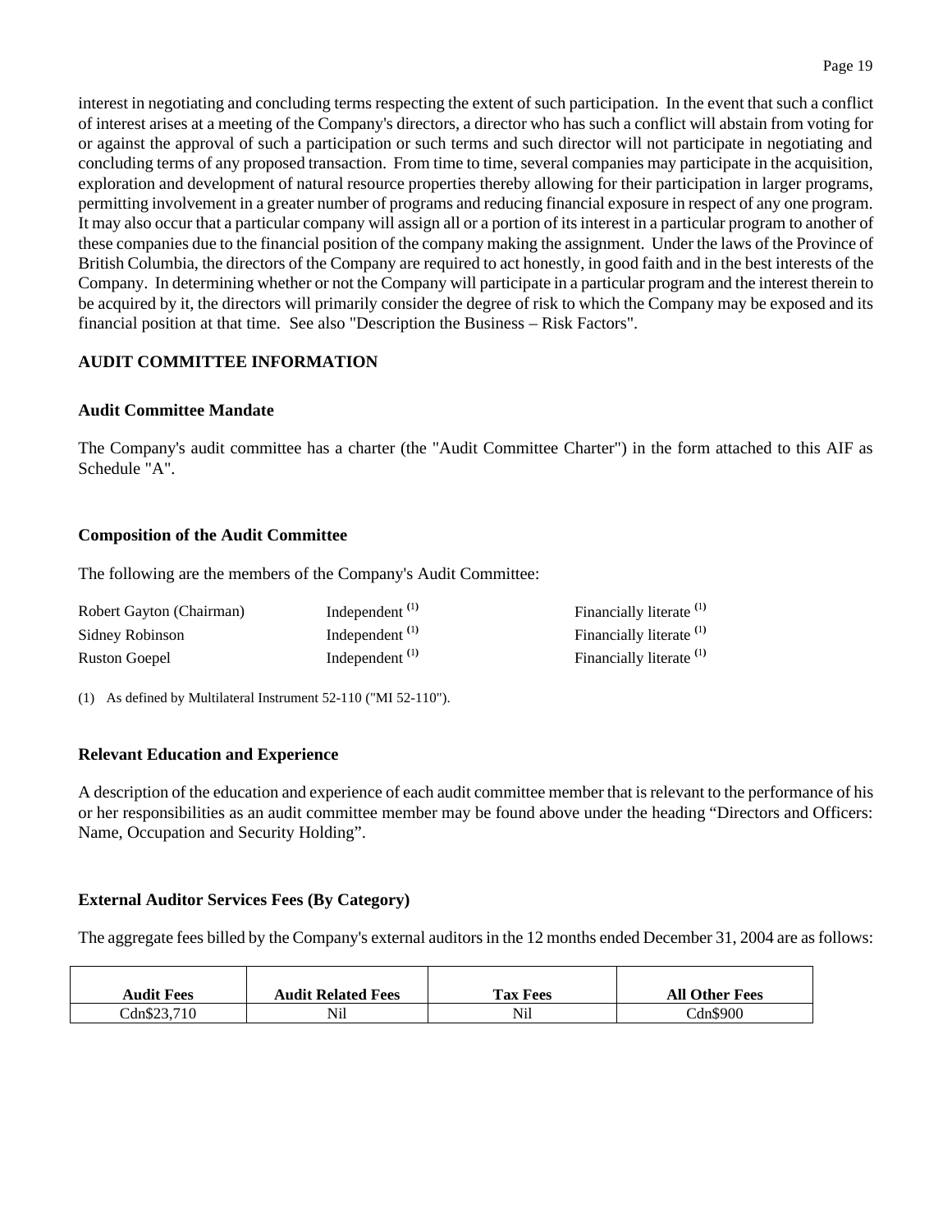interest in negotiating and concluding terms respecting the extent of such participation. In the event that such a conflict of interest arises at a meeting of the Company's directors, a director who has such a conflict will abstain from voting for or against the approval of such a participation or such terms and such director will not participate in negotiating and concluding terms of any proposed transaction. From time to time, several companies may participate in the acquisition, exploration and development of natural resource properties thereby allowing for their participation in larger programs, permitting involvement in a greater number of programs and reducing financial exposure in respect of any one program. It may also occur that a particular company will assign all or a portion of its interest in a particular program to another of these companies due to the financial position of the company making the assignment. Under the laws of the Province of British Columbia, the directors of the Company are required to act honestly, in good faith and in the best interests of the Company. In determining whether or not the Company will participate in a particular program and the interest therein to be acquired by it, the directors will primarily consider the degree of risk to which the Company may be exposed and its financial position at that time. See also "Description the Business – Risk Factors".

## AUDIT COMMITTEE INFORMATION

### Audit Committee Mandate

The Company's audit committee has a charter (the "Audit Committee Charter") in the form attached to this AIF as Schedule "A".

### Composition of the Audit Committee

The following are the members of the Company's Audit Committee:

| | | |
|---|---|---|
| Robert Gayton (Chairman) | Independent (1) | Financially literate (1) |
| Sidney Robinson | Independent (1) | Financially literate (1) |
| Ruston Goepel | Independent (1) | Financially literate (1) |

(1) As defined by Multilateral Instrument 52-110 ("MI 52-110").

### Relevant Education and Experience

A description of the education and experience of each audit committee member that is relevant to the performance of his or her responsibilities as an audit committee member may be found above under the heading "Directors and Officers: Name, Occupation and Security Holding".

### External Auditor Services Fees (By Category)

The aggregate fees billed by the Company's external auditors in the 12 months ended December 31, 2004 are as follows:

| Audit Fees | Audit Related Fees | Tax Fees | All Other Fees |
|---|---|---|---|
| Cdn$23,710 | Nil | Nil | Cdn$900 |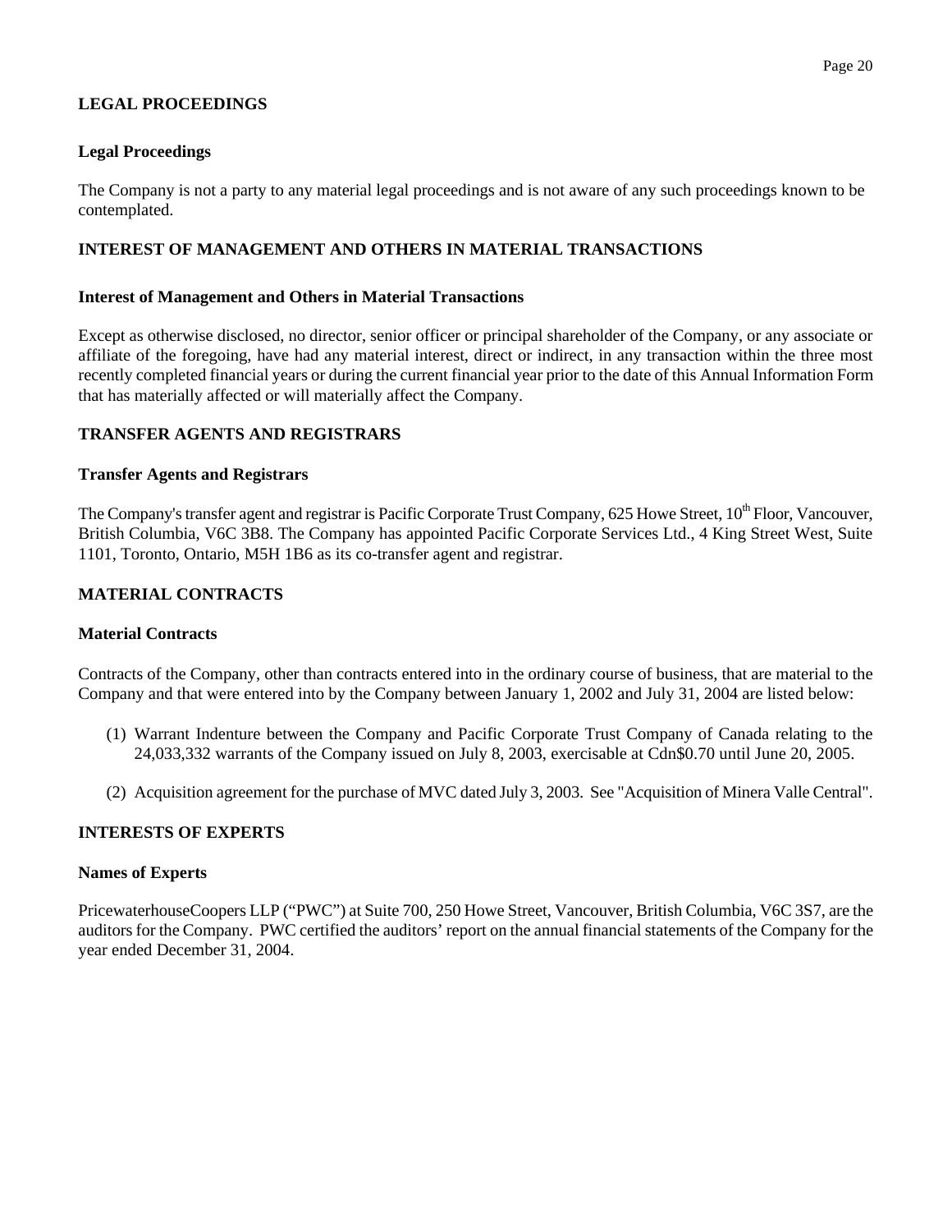## LEGAL PROCEEDINGS

### Legal Proceedings

The Company is not a party to any material legal proceedings and is not aware of any such proceedings known to be contemplated.

## INTEREST OF MANAGEMENT AND OTHERS IN MATERIAL TRANSACTIONS

### Interest of Management and Others in Material Transactions

Except as otherwise disclosed, no director, senior officer or principal shareholder of the Company, or any associate or affiliate of the foregoing, have had any material interest, direct or indirect, in any transaction within the three most recently completed financial years or during the current financial year prior to the date of this Annual Information Form that has materially affected or will materially affect the Company.

## TRANSFER AGENTS AND REGISTRARS

### Transfer Agents and Registrars

The Company's transfer agent and registrar is Pacific Corporate Trust Company, 625 Howe Street, 10th Floor, Vancouver, British Columbia, V6C 3B8. The Company has appointed Pacific Corporate Services Ltd., 4 King Street West, Suite 1101, Toronto, Ontario, M5H 1B6 as its co-transfer agent and registrar.

## MATERIAL CONTRACTS

### Material Contracts

Contracts of the Company, other than contracts entered into in the ordinary course of business, that are material to the Company and that were entered into by the Company between January 1, 2002 and July 31, 2004 are listed below:

(1) Warrant Indenture between the Company and Pacific Corporate Trust Company of Canada relating to the 24,033,332 warrants of the Company issued on July 8, 2003, exercisable at Cdn$0.70 until June 20, 2005.

(2) Acquisition agreement for the purchase of MVC dated July 3, 2003. See "Acquisition of Minera Valle Central".

## INTERESTS OF EXPERTS

### Names of Experts

PricewaterhouseCoopers LLP ("PWC") at Suite 700, 250 Howe Street, Vancouver, British Columbia, V6C 3S7, are the auditors for the Company. PWC certified the auditors' report on the annual financial statements of the Company for the year ended December 31, 2004.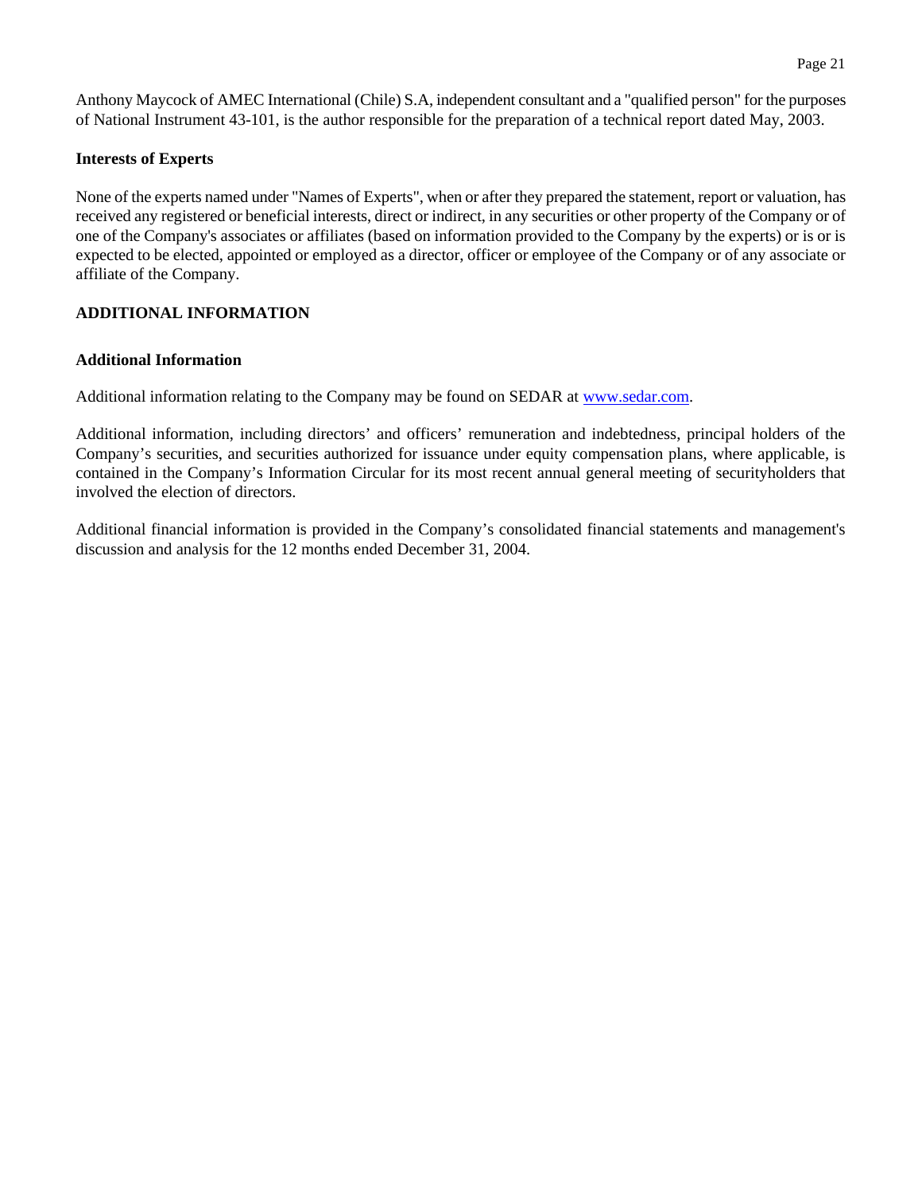Anthony Maycock of AMEC International (Chile) S.A, independent consultant and a "qualified person" for the purposes of National Instrument 43-101, is the author responsible for the preparation of a technical report dated May, 2003.

### Interests of Experts

None of the experts named under "Names of Experts", when or after they prepared the statement, report or valuation, has received any registered or beneficial interests, direct or indirect, in any securities or other property of the Company or of one of the Company's associates or affiliates (based on information provided to the Company by the experts) or is or is expected to be elected, appointed or employed as a director, officer or employee of the Company or of any associate or affiliate of the Company.

## ADDITIONAL INFORMATION

### Additional Information

Additional information relating to the Company may be found on SEDAR at [www.sedar.com](http://www.sedar.com).

Additional information, including directors' and officers' remuneration and indebtedness, principal holders of the Company's securities, and securities authorized for issuance under equity compensation plans, where applicable, is contained in the Company's Information Circular for its most recent annual general meeting of securityholders that involved the election of directors.

Additional financial information is provided in the Company's consolidated financial statements and management's discussion and analysis for the 12 months ended December 31, 2004.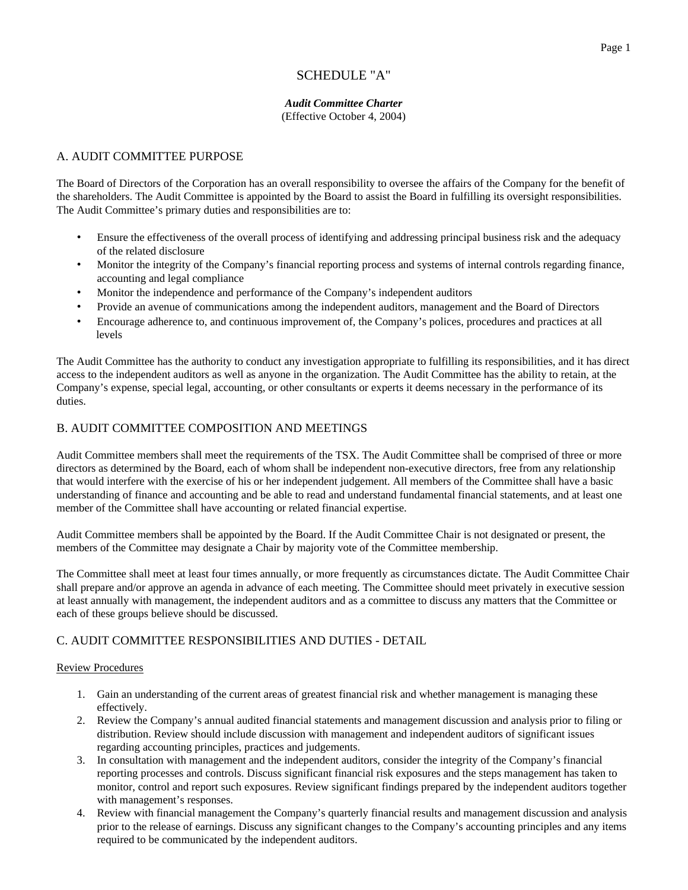# SCHEDULE "A"

***Audit Committee Charter***
(Effective October 4, 2004)

## A. AUDIT COMMITTEE PURPOSE

The Board of Directors of the Corporation has an overall responsibility to oversee the affairs of the Company for the benefit of the shareholders. The Audit Committee is appointed by the Board to assist the Board in fulfilling its oversight responsibilities. The Audit Committee's primary duties and responsibilities are to:

- Ensure the effectiveness of the overall process of identifying and addressing principal business risk and the adequacy of the related disclosure
- Monitor the integrity of the Company's financial reporting process and systems of internal controls regarding finance, accounting and legal compliance
- Monitor the independence and performance of the Company's independent auditors
- Provide an avenue of communications among the independent auditors, management and the Board of Directors
- Encourage adherence to, and continuous improvement of, the Company's polices, procedures and practices at all levels

The Audit Committee has the authority to conduct any investigation appropriate to fulfilling its responsibilities, and it has direct access to the independent auditors as well as anyone in the organization. The Audit Committee has the ability to retain, at the Company's expense, special legal, accounting, or other consultants or experts it deems necessary in the performance of its duties.

## B. AUDIT COMMITTEE COMPOSITION AND MEETINGS

Audit Committee members shall meet the requirements of the TSX. The Audit Committee shall be comprised of three or more directors as determined by the Board, each of whom shall be independent non-executive directors, free from any relationship that would interfere with the exercise of his or her independent judgement. All members of the Committee shall have a basic understanding of finance and accounting and be able to read and understand fundamental financial statements, and at least one member of the Committee shall have accounting or related financial expertise.

Audit Committee members shall be appointed by the Board. If the Audit Committee Chair is not designated or present, the members of the Committee may designate a Chair by majority vote of the Committee membership.

The Committee shall meet at least four times annually, or more frequently as circumstances dictate. The Audit Committee Chair shall prepare and/or approve an agenda in advance of each meeting. The Committee should meet privately in executive session at least annually with management, the independent auditors and as a committee to discuss any matters that the Committee or each of these groups believe should be discussed.

## C. AUDIT COMMITTEE RESPONSIBILITIES AND DUTIES - DETAIL

Review Procedures

1. Gain an understanding of the current areas of greatest financial risk and whether management is managing these effectively.
2. Review the Company's annual audited financial statements and management discussion and analysis prior to filing or distribution. Review should include discussion with management and independent auditors of significant issues regarding accounting principles, practices and judgements.
3. In consultation with management and the independent auditors, consider the integrity of the Company's financial reporting processes and controls. Discuss significant financial risk exposures and the steps management has taken to monitor, control and report such exposures. Review significant findings prepared by the independent auditors together with management's responses.
4. Review with financial management the Company's quarterly financial results and management discussion and analysis prior to the release of earnings. Discuss any significant changes to the Company's accounting principles and any items required to be communicated by the independent auditors.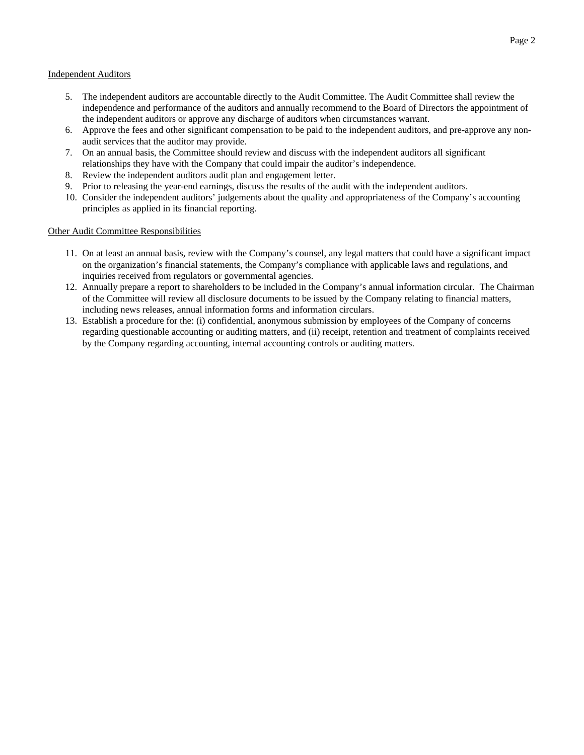Independent Auditors

5. The independent auditors are accountable directly to the Audit Committee. The Audit Committee shall review the independence and performance of the auditors and annually recommend to the Board of Directors the appointment of the independent auditors or approve any discharge of auditors when circumstances warrant.
6. Approve the fees and other significant compensation to be paid to the independent auditors, and pre-approve any non-audit services that the auditor may provide.
7. On an annual basis, the Committee should review and discuss with the independent auditors all significant relationships they have with the Company that could impair the auditor's independence.
8. Review the independent auditors audit plan and engagement letter.
9. Prior to releasing the year-end earnings, discuss the results of the audit with the independent auditors.
10. Consider the independent auditors' judgements about the quality and appropriateness of the Company's accounting principles as applied in its financial reporting.

Other Audit Committee Responsibilities

11. On at least an annual basis, review with the Company's counsel, any legal matters that could have a significant impact on the organization's financial statements, the Company's compliance with applicable laws and regulations, and inquiries received from regulators or governmental agencies.
12. Annually prepare a report to shareholders to be included in the Company's annual information circular. The Chairman of the Committee will review all disclosure documents to be issued by the Company relating to financial matters, including news releases, annual information forms and information circulars.
13. Establish a procedure for the: (i) confidential, anonymous submission by employees of the Company of concerns regarding questionable accounting or auditing matters, and (ii) receipt, retention and treatment of complaints received by the Company regarding accounting, internal accounting controls or auditing matters.